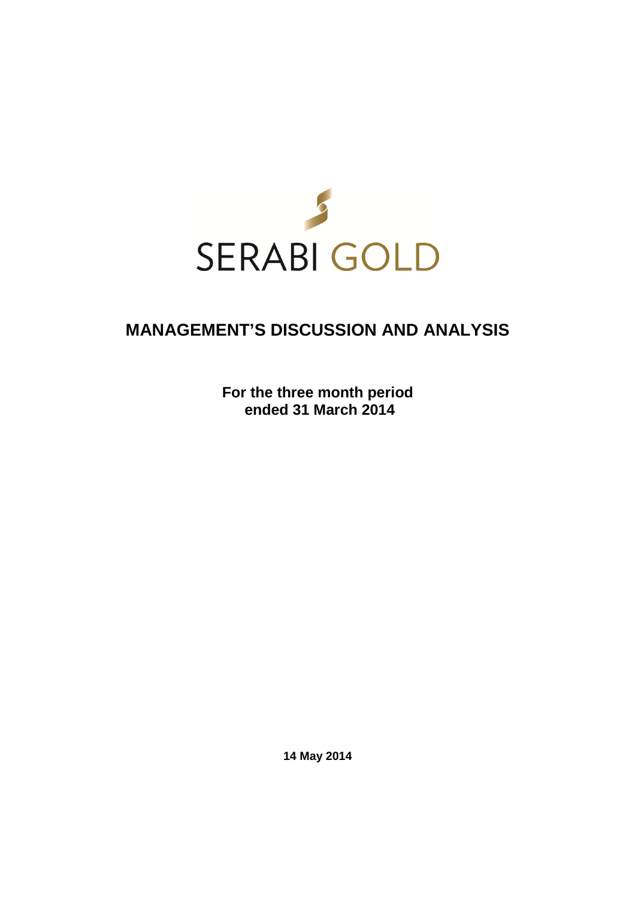SERABI GOLD

# MANAGEMENT'S DISCUSSION AND ANALYSIS

**For the three month period ended 31 March 2014**

**14 May 2014**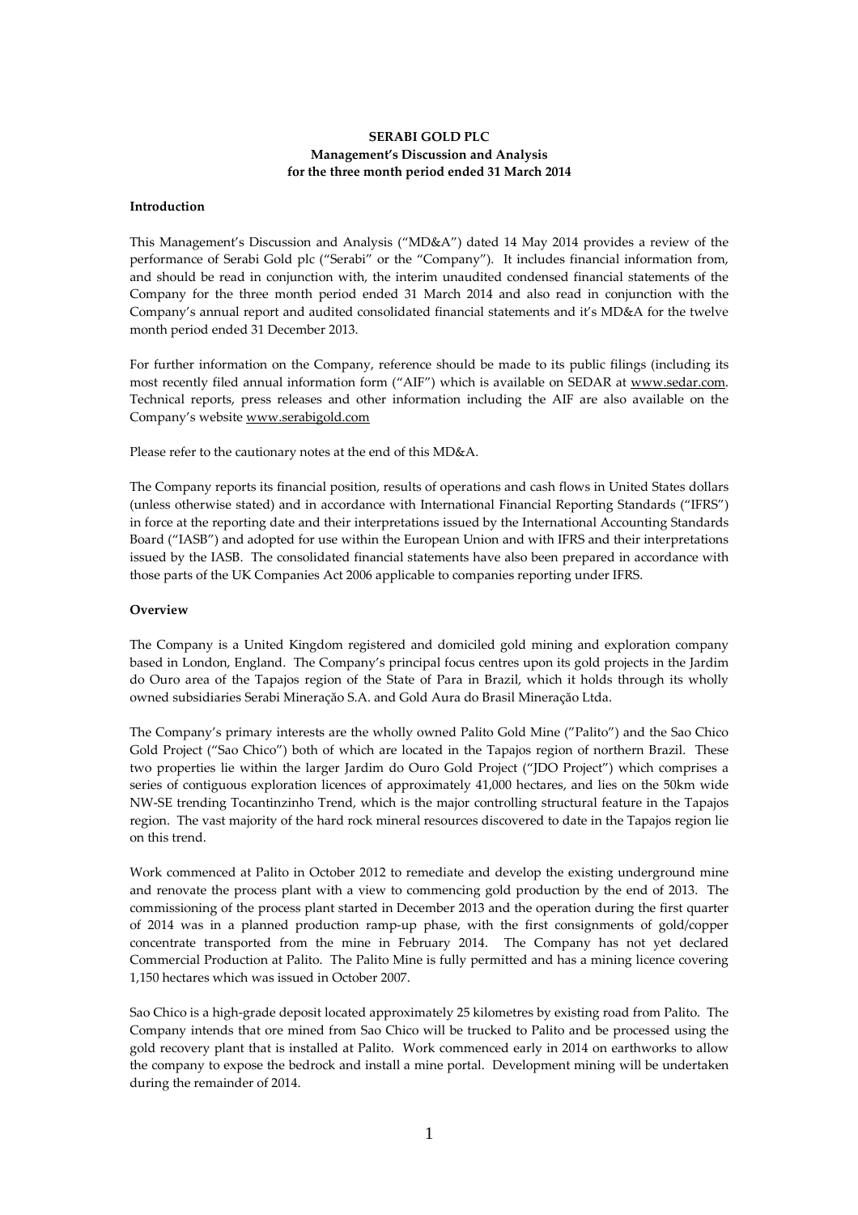**SERABI GOLD PLC**
**Management's Discussion and Analysis**
**for the three month period ended 31 March 2014**

**Introduction**

This Management's Discussion and Analysis ("MD&A") dated 14 May 2014 provides a review of the performance of Serabi Gold plc ("Serabi" or the "Company"). It includes financial information from, and should be read in conjunction with, the interim unaudited condensed financial statements of the Company for the three month period ended 31 March 2014 and also read in conjunction with the Company's annual report and audited consolidated financial statements and it's MD&A for the twelve month period ended 31 December 2013.

For further information on the Company, reference should be made to its public filings (including its most recently filed annual information form ("AIF") which is available on SEDAR at www.sedar.com. Technical reports, press releases and other information including the AIF are also available on the Company's website www.serabigold.com

Please refer to the cautionary notes at the end of this MD&A.

The Company reports its financial position, results of operations and cash flows in United States dollars (unless otherwise stated) and in accordance with International Financial Reporting Standards ("IFRS") in force at the reporting date and their interpretations issued by the International Accounting Standards Board ("IASB") and adopted for use within the European Union and with IFRS and their interpretations issued by the IASB. The consolidated financial statements have also been prepared in accordance with those parts of the UK Companies Act 2006 applicable to companies reporting under IFRS.

**Overview**

The Company is a United Kingdom registered and domiciled gold mining and exploration company based in London, England. The Company's principal focus centres upon its gold projects in the Jardim do Ouro area of the Tapajos region of the State of Para in Brazil, which it holds through its wholly owned subsidiaries Serabi Mineração S.A. and Gold Aura do Brasil Mineração Ltda.

The Company's primary interests are the wholly owned Palito Gold Mine ("Palito") and the Sao Chico Gold Project ("Sao Chico") both of which are located in the Tapajos region of northern Brazil. These two properties lie within the larger Jardim do Ouro Gold Project ("JDO Project") which comprises a series of contiguous exploration licences of approximately 41,000 hectares, and lies on the 50km wide NW-SE trending Tocantinzinho Trend, which is the major controlling structural feature in the Tapajos region. The vast majority of the hard rock mineral resources discovered to date in the Tapajos region lie on this trend.

Work commenced at Palito in October 2012 to remediate and develop the existing underground mine and renovate the process plant with a view to commencing gold production by the end of 2013. The commissioning of the process plant started in December 2013 and the operation during the first quarter of 2014 was in a planned production ramp-up phase, with the first consignments of gold/copper concentrate transported from the mine in February 2014. The Company has not yet declared Commercial Production at Palito. The Palito Mine is fully permitted and has a mining licence covering 1,150 hectares which was issued in October 2007.

Sao Chico is a high-grade deposit located approximately 25 kilometres by existing road from Palito. The Company intends that ore mined from Sao Chico will be trucked to Palito and be processed using the gold recovery plant that is installed at Palito. Work commenced early in 2014 on earthworks to allow the company to expose the bedrock and install a mine portal. Development mining will be undertaken during the remainder of 2014.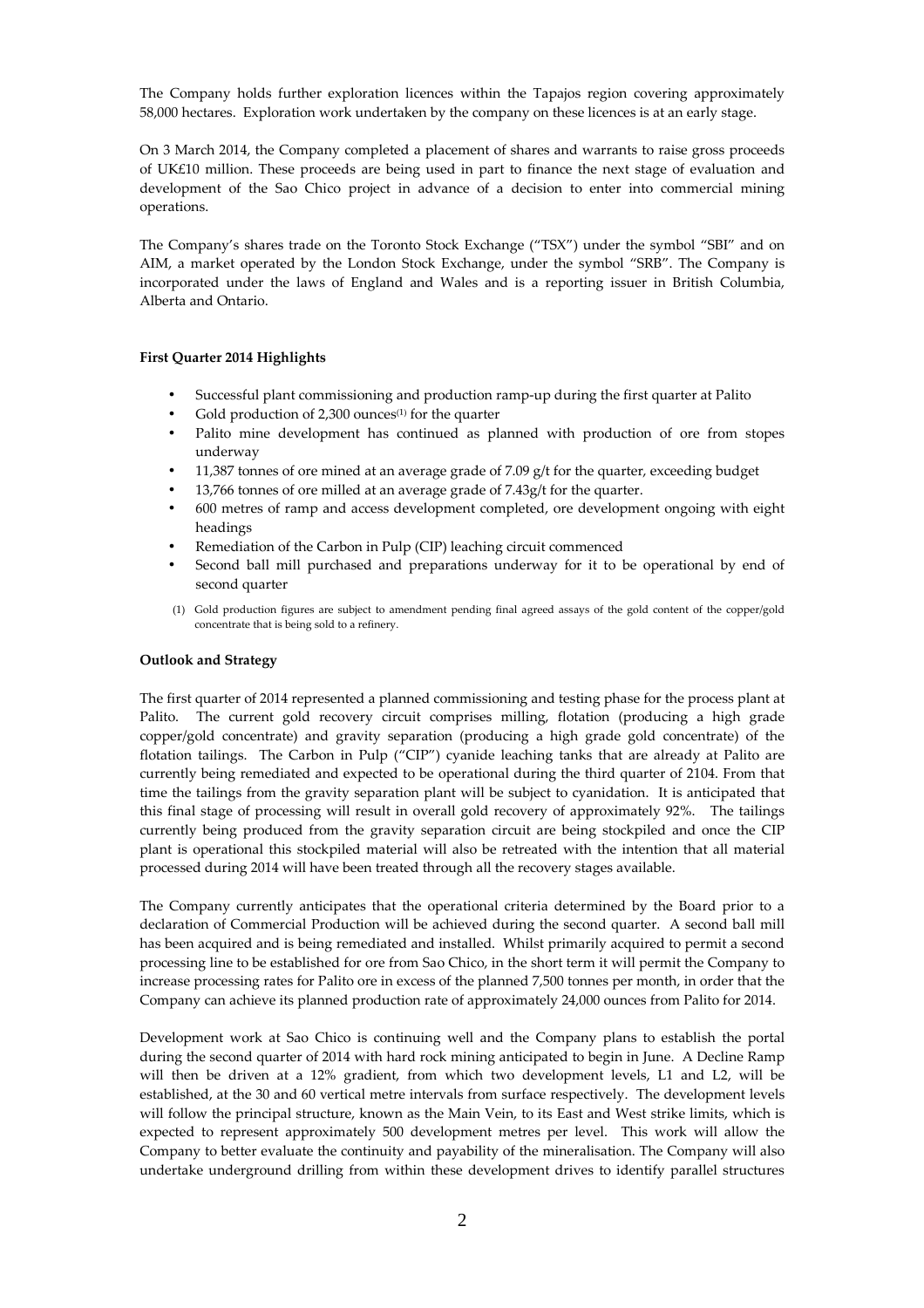The Company holds further exploration licences within the Tapajos region covering approximately 58,000 hectares. Exploration work undertaken by the company on these licences is at an early stage.

On 3 March 2014, the Company completed a placement of shares and warrants to raise gross proceeds of UK£10 million. These proceeds are being used in part to finance the next stage of evaluation and development of the Sao Chico project in advance of a decision to enter into commercial mining operations.

The Company's shares trade on the Toronto Stock Exchange ("TSX") under the symbol "SBI" and on AIM, a market operated by the London Stock Exchange, under the symbol "SRB". The Company is incorporated under the laws of England and Wales and is a reporting issuer in British Columbia, Alberta and Ontario.

**First Quarter 2014 Highlights**

- Successful plant commissioning and production ramp-up during the first quarter at Palito
- Gold production of 2,300 ounces[(1)] for the quarter
- Palito mine development has continued as planned with production of ore from stopes underway
- 11,387 tonnes of ore mined at an average grade of 7.09 g/t for the quarter, exceeding budget
- 13,766 tonnes of ore milled at an average grade of 7.43g/t for the quarter.
- 600 metres of ramp and access development completed, ore development ongoing with eight headings
- Remediation of the Carbon in Pulp (CIP) leaching circuit commenced
- Second ball mill purchased and preparations underway for it to be operational by end of second quarter

(1) Gold production figures are subject to amendment pending final agreed assays of the gold content of the copper/gold concentrate that is being sold to a refinery.

**Outlook and Strategy**

The first quarter of 2014 represented a planned commissioning and testing phase for the process plant at Palito. The current gold recovery circuit comprises milling, flotation (producing a high grade copper/gold concentrate) and gravity separation (producing a high grade gold concentrate) of the flotation tailings. The Carbon in Pulp ("CIP") cyanide leaching tanks that are already at Palito are currently being remediated and expected to be operational during the third quarter of 2104. From that time the tailings from the gravity separation plant will be subject to cyanidation. It is anticipated that this final stage of processing will result in overall gold recovery of approximately 92%. The tailings currently being produced from the gravity separation circuit are being stockpiled and once the CIP plant is operational this stockpiled material will also be retreated with the intention that all material processed during 2014 will have been treated through all the recovery stages available.

The Company currently anticipates that the operational criteria determined by the Board prior to a declaration of Commercial Production will be achieved during the second quarter. A second ball mill has been acquired and is being remediated and installed. Whilst primarily acquired to permit a second processing line to be established for ore from Sao Chico, in the short term it will permit the Company to increase processing rates for Palito ore in excess of the planned 7,500 tonnes per month, in order that the Company can achieve its planned production rate of approximately 24,000 ounces from Palito for 2014.

Development work at Sao Chico is continuing well and the Company plans to establish the portal during the second quarter of 2014 with hard rock mining anticipated to begin in June. A Decline Ramp will then be driven at a 12% gradient, from which two development levels, L1 and L2, will be established, at the 30 and 60 vertical metre intervals from surface respectively. The development levels will follow the principal structure, known as the Main Vein, to its East and West strike limits, which is expected to represent approximately 500 development metres per level. This work will allow the Company to better evaluate the continuity and payability of the mineralisation. The Company will also undertake underground drilling from within these development drives to identify parallel structures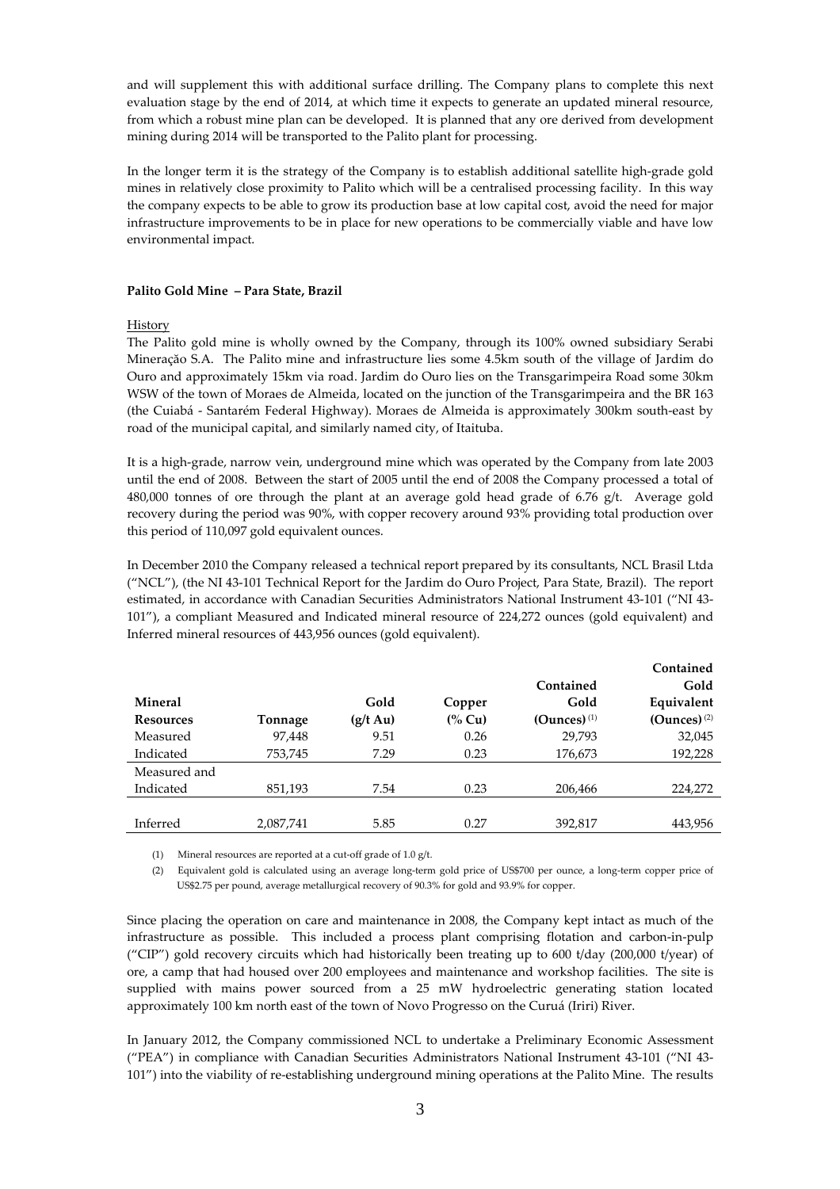and will supplement this with additional surface drilling. The Company plans to complete this next evaluation stage by the end of 2014, at which time it expects to generate an updated mineral resource, from which a robust mine plan can be developed. It is planned that any ore derived from development mining during 2014 will be transported to the Palito plant for processing.

In the longer term it is the strategy of the Company is to establish additional satellite high-grade gold mines in relatively close proximity to Palito which will be a centralised processing facility. In this way the company expects to be able to grow its production base at low capital cost, avoid the need for major infrastructure improvements to be in place for new operations to be commercially viable and have low environmental impact.

**Palito Gold Mine – Para State, Brazil**

History

The Palito gold mine is wholly owned by the Company, through its 100% owned subsidiary Serabi Mineração S.A. The Palito mine and infrastructure lies some 4.5km south of the village of Jardim do Ouro and approximately 15km via road. Jardim do Ouro lies on the Transgarimpeira Road some 30km WSW of the town of Moraes de Almeida, located on the junction of the Transgarimpeira and the BR 163 (the Cuiabá - Santarém Federal Highway). Moraes de Almeida is approximately 300km south-east by road of the municipal capital, and similarly named city, of Itaituba.

It is a high-grade, narrow vein, underground mine which was operated by the Company from late 2003 until the end of 2008. Between the start of 2005 until the end of 2008 the Company processed a total of 480,000 tonnes of ore through the plant at an average gold head grade of 6.76 g/t. Average gold recovery during the period was 90%, with copper recovery around 93% providing total production over this period of 110,097 gold equivalent ounces.

In December 2010 the Company released a technical report prepared by its consultants, NCL Brasil Ltda ("NCL"), (the NI 43-101 Technical Report for the Jardim do Ouro Project, Para State, Brazil). The report estimated, in accordance with Canadian Securities Administrators National Instrument 43-101 ("NI 43-101"), a compliant Measured and Indicated mineral resource of 224,272 ounces (gold equivalent) and Inferred mineral resources of 443,956 ounces (gold equivalent).

| Mineral Resources | Tonnage | Gold (g/t Au) | Copper (% Cu) | Contained Gold (Ounces) [1] | Contained Gold Equivalent (Ounces) [2] |
|---|---|---|---|---|---|
| Measured | 97,448 | 9.51 | 0.26 | 29,793 | 32,045 |
| Indicated | 753,745 | 7.29 | 0.23 | 176,673 | 192,228 |
| Measured and Indicated | 851,193 | 7.54 | 0.23 | 206,466 | 224,272 |
| Inferred | 2,087,741 | 5.85 | 0.27 | 392,817 | 443,956 |

(1) Mineral resources are reported at a cut-off grade of 1.0 g/t.

(2) Equivalent gold is calculated using an average long-term gold price of US$700 per ounce, a long-term copper price of US$2.75 per pound, average metallurgical recovery of 90.3% for gold and 93.9% for copper.

Since placing the operation on care and maintenance in 2008, the Company kept intact as much of the infrastructure as possible. This included a process plant comprising flotation and carbon-in-pulp ("CIP") gold recovery circuits which had historically been treating up to 600 t/day (200,000 t/year) of ore, a camp that had housed over 200 employees and maintenance and workshop facilities. The site is supplied with mains power sourced from a 25 mW hydroelectric generating station located approximately 100 km north east of the town of Novo Progresso on the Curuá (Iriri) River.

In January 2012, the Company commissioned NCL to undertake a Preliminary Economic Assessment ("PEA") in compliance with Canadian Securities Administrators National Instrument 43-101 ("NI 43-101") into the viability of re-establishing underground mining operations at the Palito Mine. The results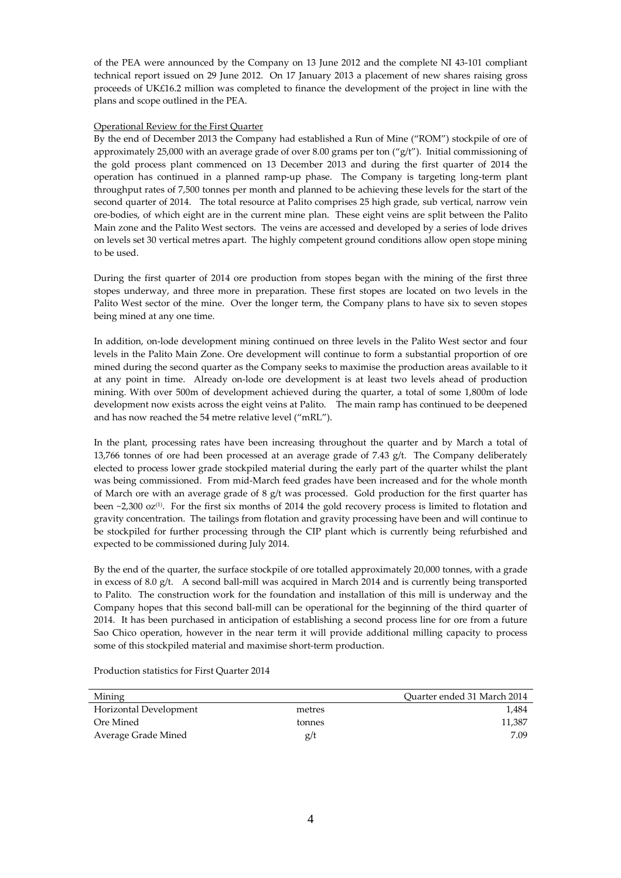of the PEA were announced by the Company on 13 June 2012 and the complete NI 43-101 compliant technical report issued on 29 June 2012. On 17 January 2013 a placement of new shares raising gross proceeds of UK£16.2 million was completed to finance the development of the project in line with the plans and scope outlined in the PEA.

Operational Review for the First Quarter

By the end of December 2013 the Company had established a Run of Mine ("ROM") stockpile of ore of approximately 25,000 with an average grade of over 8.00 grams per ton ("g/t"). Initial commissioning of the gold process plant commenced on 13 December 2013 and during the first quarter of 2014 the operation has continued in a planned ramp-up phase. The Company is targeting long-term plant throughput rates of 7,500 tonnes per month and planned to be achieving these levels for the start of the second quarter of 2014. The total resource at Palito comprises 25 high grade, sub vertical, narrow vein ore-bodies, of which eight are in the current mine plan. These eight veins are split between the Palito Main zone and the Palito West sectors. The veins are accessed and developed by a series of lode drives on levels set 30 vertical metres apart. The highly competent ground conditions allow open stope mining to be used.

During the first quarter of 2014 ore production from stopes began with the mining of the first three stopes underway, and three more in preparation. These first stopes are located on two levels in the Palito West sector of the mine. Over the longer term, the Company plans to have six to seven stopes being mined at any one time.

In addition, on-lode development mining continued on three levels in the Palito West sector and four levels in the Palito Main Zone. Ore development will continue to form a substantial proportion of ore mined during the second quarter as the Company seeks to maximise the production areas available to it at any point in time. Already on-lode ore development is at least two levels ahead of production mining. With over 500m of development achieved during the quarter, a total of some 1,800m of lode development now exists across the eight veins at Palito. The main ramp has continued to be deepened and has now reached the 54 metre relative level ("mRL").

In the plant, processing rates have been increasing throughout the quarter and by March a total of 13,766 tonnes of ore had been processed at an average grade of 7.43 g/t. The Company deliberately elected to process lower grade stockpiled material during the early part of the quarter whilst the plant was being commissioned. From mid-March feed grades have been increased and for the whole month of March ore with an average grade of 8 g/t was processed. Gold production for the first quarter has been ~2,300 oz[(1)]. For the first six months of 2014 the gold recovery process is limited to flotation and gravity concentration. The tailings from flotation and gravity processing have been and will continue to be stockpiled for further processing through the CIP plant which is currently being refurbished and expected to be commissioned during July 2014.

By the end of the quarter, the surface stockpile of ore totalled approximately 20,000 tonnes, with a grade in excess of 8.0 g/t. A second ball-mill was acquired in March 2014 and is currently being transported to Palito. The construction work for the foundation and installation of this mill is underway and the Company hopes that this second ball-mill can be operational for the beginning of the third quarter of 2014. It has been purchased in anticipation of establishing a second process line for ore from a future Sao Chico operation, however in the near term it will provide additional milling capacity to process some of this stockpiled material and maximise short-term production.

Production statistics for First Quarter 2014

| Mining | | Quarter ended 31 March 2014 |
|---|---|---|
| Horizontal Development | metres | 1,484 |
| Ore Mined | tonnes | 11,387 |
| Average Grade Mined | g/t | 7.09 |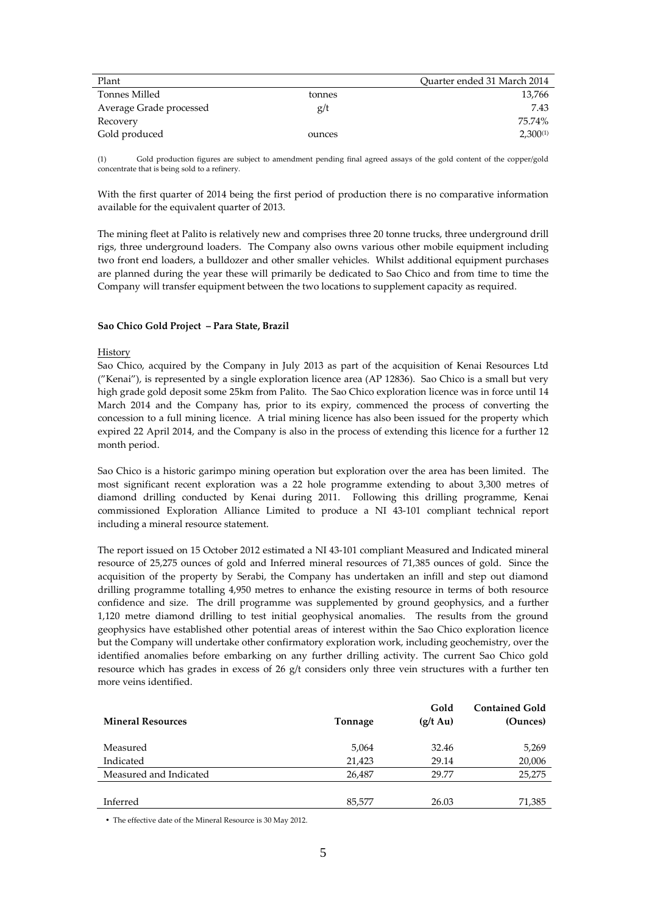| Plant | | Quarter ended 31 March 2014 |
|---|---|---|
| Tonnes Milled | tonnes | 13,766 |
| Average Grade processed | g/t | 7.43 |
| Recovery | | 75.74% |
| Gold produced | ounces | 2,300[(1)] |

(1) Gold production figures are subject to amendment pending final agreed assays of the gold content of the copper/gold concentrate that is being sold to a refinery.

With the first quarter of 2014 being the first period of production there is no comparative information available for the equivalent quarter of 2013.

The mining fleet at Palito is relatively new and comprises three 20 tonne trucks, three underground drill rigs, three underground loaders. The Company also owns various other mobile equipment including two front end loaders, a bulldozer and other smaller vehicles. Whilst additional equipment purchases are planned during the year these will primarily be dedicated to Sao Chico and from time to time the Company will transfer equipment between the two locations to supplement capacity as required.

**Sao Chico Gold Project – Para State, Brazil**

History

Sao Chico, acquired by the Company in July 2013 as part of the acquisition of Kenai Resources Ltd ("Kenai"), is represented by a single exploration licence area (AP 12836). Sao Chico is a small but very high grade gold deposit some 25km from Palito. The Sao Chico exploration licence was in force until 14 March 2014 and the Company has, prior to its expiry, commenced the process of converting the concession to a full mining licence. A trial mining licence has also been issued for the property which expired 22 April 2014, and the Company is also in the process of extending this licence for a further 12 month period.

Sao Chico is a historic garimpo mining operation but exploration over the area has been limited. The most significant recent exploration was a 22 hole programme extending to about 3,300 metres of diamond drilling conducted by Kenai during 2011. Following this drilling programme, Kenai commissioned Exploration Alliance Limited to produce a NI 43-101 compliant technical report including a mineral resource statement.

The report issued on 15 October 2012 estimated a NI 43-101 compliant Measured and Indicated mineral resource of 25,275 ounces of gold and Inferred mineral resources of 71,385 ounces of gold. Since the acquisition of the property by Serabi, the Company has undertaken an infill and step out diamond drilling programme totalling 4,950 metres to enhance the existing resource in terms of both resource confidence and size. The drill programme was supplemented by ground geophysics, and a further 1,120 metre diamond drilling to test initial geophysical anomalies. The results from the ground geophysics have established other potential areas of interest within the Sao Chico exploration licence but the Company will undertake other confirmatory exploration work, including geochemistry, over the identified anomalies before embarking on any further drilling activity. The current Sao Chico gold resource which has grades in excess of 26 g/t considers only three vein structures with a further ten more veins identified.

| Mineral Resources | Tonnage | Gold (g/t Au) | Contained Gold (Ounces) |
|---|---|---|---|
| Measured | 5,064 | 32.46 | 5,269 |
| Indicated | 21,423 | 29.14 | 20,006 |
| Measured and Indicated | 26,487 | 29.77 | 25,275 |
| | | | |
| Inferred | 85,577 | 26.03 | 71,385 |

- The effective date of the Mineral Resource is 30 May 2012.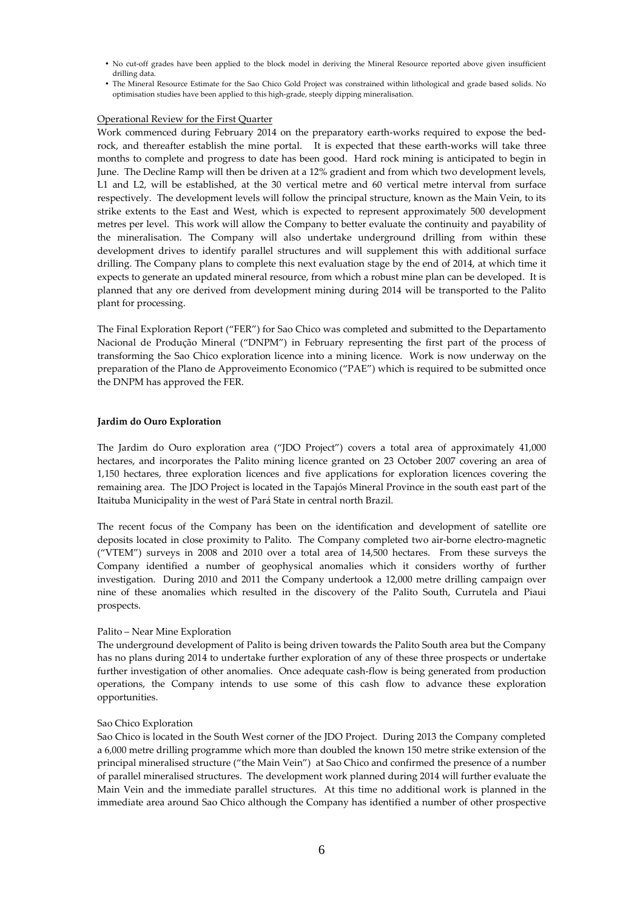- No cut-off grades have been applied to the block model in deriving the Mineral Resource reported above given insufficient drilling data.
- The Mineral Resource Estimate for the Sao Chico Gold Project was constrained within lithological and grade based solids. No optimisation studies have been applied to this high-grade, steeply dipping mineralisation.

Operational Review for the First Quarter

Work commenced during February 2014 on the preparatory earth-works required to expose the bed-rock, and thereafter establish the mine portal. It is expected that these earth-works will take three months to complete and progress to date has been good. Hard rock mining is anticipated to begin in June. The Decline Ramp will then be driven at a 12% gradient and from which two development levels, L1 and L2, will be established, at the 30 vertical metre and 60 vertical metre interval from surface respectively. The development levels will follow the principal structure, known as the Main Vein, to its strike extents to the East and West, which is expected to represent approximately 500 development metres per level. This work will allow the Company to better evaluate the continuity and payability of the mineralisation. The Company will also undertake underground drilling from within these development drives to identify parallel structures and will supplement this with additional surface drilling. The Company plans to complete this next evaluation stage by the end of 2014, at which time it expects to generate an updated mineral resource, from which a robust mine plan can be developed. It is planned that any ore derived from development mining during 2014 will be transported to the Palito plant for processing.

The Final Exploration Report ("FER") for Sao Chico was completed and submitted to the Departamento Nacional de Produção Mineral ("DNPM") in February representing the first part of the process of transforming the Sao Chico exploration licence into a mining licence. Work is now underway on the preparation of the Plano de Approveimento Economico ("PAE") which is required to be submitted once the DNPM has approved the FER.

**Jardim do Ouro Exploration**

The Jardim do Ouro exploration area ("JDO Project") covers a total area of approximately 41,000 hectares, and incorporates the Palito mining licence granted on 23 October 2007 covering an area of 1,150 hectares, three exploration licences and five applications for exploration licences covering the remaining area. The JDO Project is located in the Tapajós Mineral Province in the south east part of the Itaituba Municipality in the west of Pará State in central north Brazil.

The recent focus of the Company has been on the identification and development of satellite ore deposits located in close proximity to Palito. The Company completed two air-borne electro-magnetic ("VTEM") surveys in 2008 and 2010 over a total area of 14,500 hectares. From these surveys the Company identified a number of geophysical anomalies which it considers worthy of further investigation. During 2010 and 2011 the Company undertook a 12,000 metre drilling campaign over nine of these anomalies which resulted in the discovery of the Palito South, Currutela and Piaui prospects.

Palito – Near Mine Exploration

The underground development of Palito is being driven towards the Palito South area but the Company has no plans during 2014 to undertake further exploration of any of these three prospects or undertake further investigation of other anomalies. Once adequate cash-flow is being generated from production operations, the Company intends to use some of this cash flow to advance these exploration opportunities.

Sao Chico Exploration

Sao Chico is located in the South West corner of the JDO Project. During 2013 the Company completed a 6,000 metre drilling programme which more than doubled the known 150 metre strike extension of the principal mineralised structure ("the Main Vein") at Sao Chico and confirmed the presence of a number of parallel mineralised structures. The development work planned during 2014 will further evaluate the Main Vein and the immediate parallel structures. At this time no additional work is planned in the immediate area around Sao Chico although the Company has identified a number of other prospective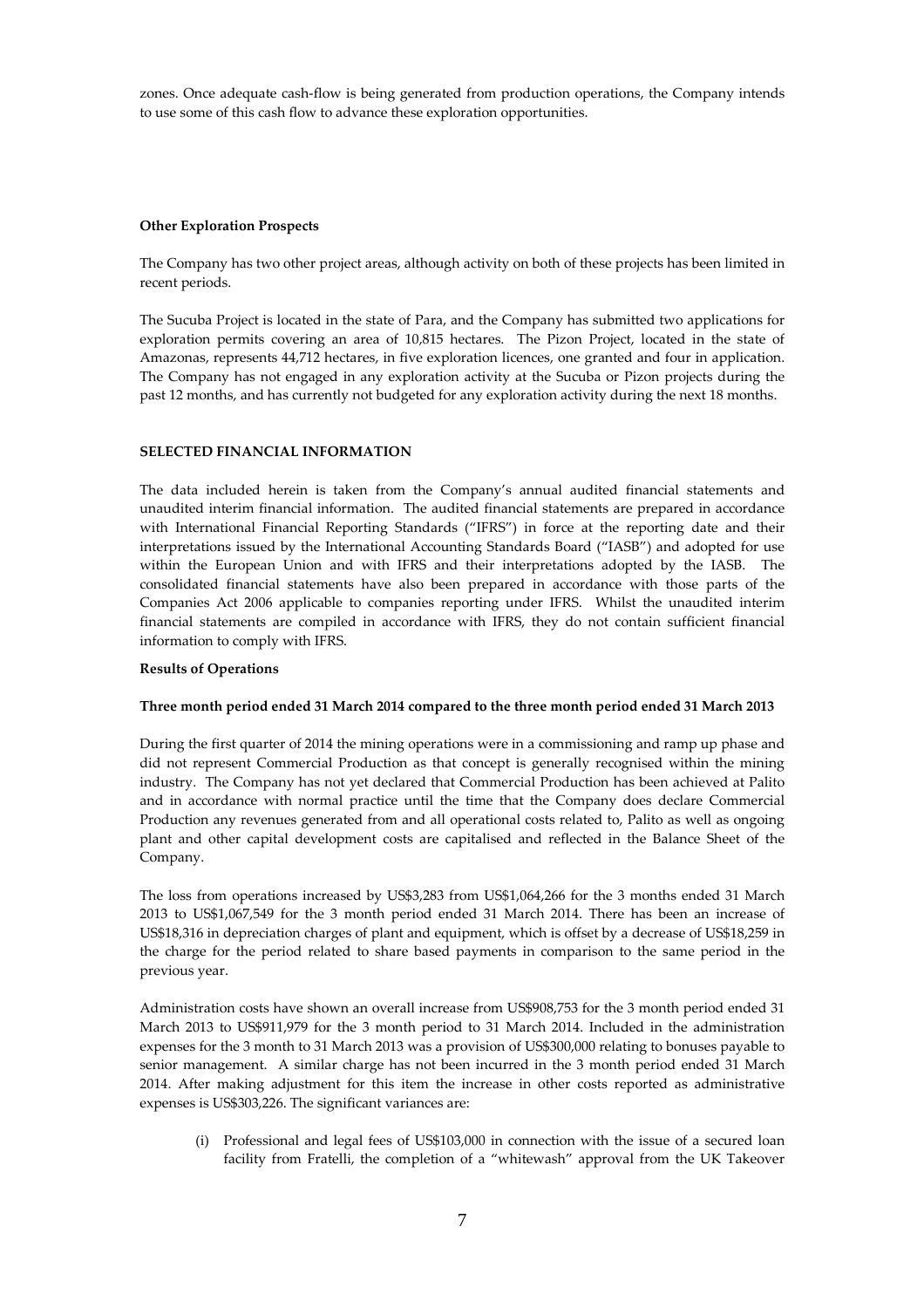zones. Once adequate cash-flow is being generated from production operations, the Company intends to use some of this cash flow to advance these exploration opportunities.

**Other Exploration Prospects**

The Company has two other project areas, although activity on both of these projects has been limited in recent periods.

The Sucuba Project is located in the state of Para, and the Company has submitted two applications for exploration permits covering an area of 10,815 hectares. The Pizon Project, located in the state of Amazonas, represents 44,712 hectares, in five exploration licences, one granted and four in application. The Company has not engaged in any exploration activity at the Sucuba or Pizon projects during the past 12 months, and has currently not budgeted for any exploration activity during the next 18 months.

## SELECTED FINANCIAL INFORMATION

The data included herein is taken from the Company's annual audited financial statements and unaudited interim financial information. The audited financial statements are prepared in accordance with International Financial Reporting Standards ("IFRS") in force at the reporting date and their interpretations issued by the International Accounting Standards Board ("IASB") and adopted for use within the European Union and with IFRS and their interpretations adopted by the IASB. The consolidated financial statements have also been prepared in accordance with those parts of the Companies Act 2006 applicable to companies reporting under IFRS. Whilst the unaudited interim financial statements are compiled in accordance with IFRS, they do not contain sufficient financial information to comply with IFRS.

**Results of Operations**

**Three month period ended 31 March 2014 compared to the three month period ended 31 March 2013**

During the first quarter of 2014 the mining operations were in a commissioning and ramp up phase and did not represent Commercial Production as that concept is generally recognised within the mining industry. The Company has not yet declared that Commercial Production has been achieved at Palito and in accordance with normal practice until the time that the Company does declare Commercial Production any revenues generated from and all operational costs related to, Palito as well as ongoing plant and other capital development costs are capitalised and reflected in the Balance Sheet of the Company.

The loss from operations increased by US$3,283 from US$1,064,266 for the 3 months ended 31 March 2013 to US$1,067,549 for the 3 month period ended 31 March 2014. There has been an increase of US$18,316 in depreciation charges of plant and equipment, which is offset by a decrease of US$18,259 in the charge for the period related to share based payments in comparison to the same period in the previous year.

Administration costs have shown an overall increase from US$908,753 for the 3 month period ended 31 March 2013 to US$911,979 for the 3 month period to 31 March 2014. Included in the administration expenses for the 3 month to 31 March 2013 was a provision of US$300,000 relating to bonuses payable to senior management. A similar charge has not been incurred in the 3 month period ended 31 March 2014. After making adjustment for this item the increase in other costs reported as administrative expenses is US$303,226. The significant variances are:

(i) Professional and legal fees of US$103,000 in connection with the issue of a secured loan facility from Fratelli, the completion of a "whitewash" approval from the UK Takeover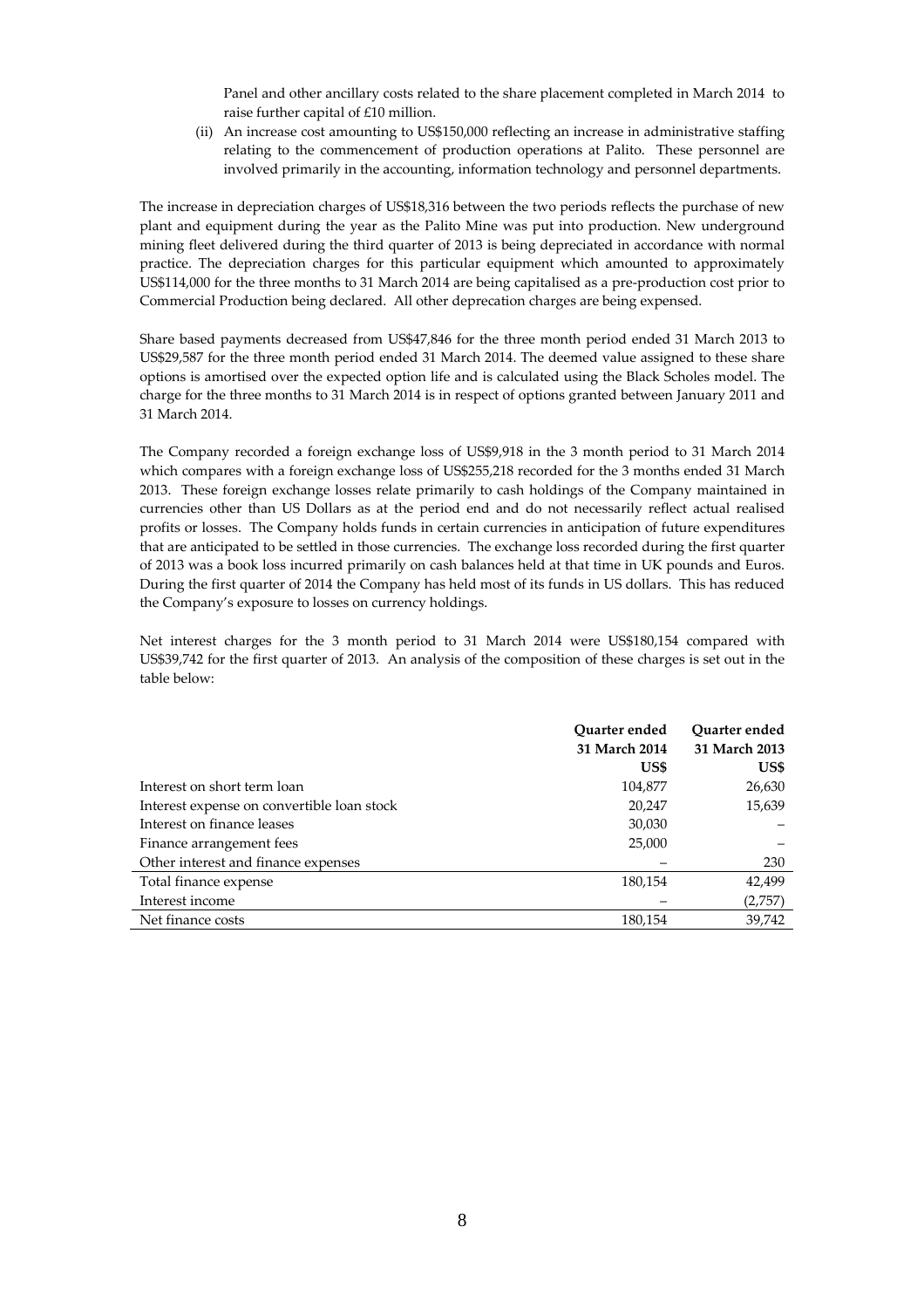Panel and other ancillary costs related to the share placement completed in March 2014 to raise further capital of £10 million.

(ii) An increase cost amounting to US$150,000 reflecting an increase in administrative staffing relating to the commencement of production operations at Palito. These personnel are involved primarily in the accounting, information technology and personnel departments.

The increase in depreciation charges of US$18,316 between the two periods reflects the purchase of new plant and equipment during the year as the Palito Mine was put into production. New underground mining fleet delivered during the third quarter of 2013 is being depreciated in accordance with normal practice. The depreciation charges for this particular equipment which amounted to approximately US$114,000 for the three months to 31 March 2014 are being capitalised as a pre-production cost prior to Commercial Production being declared. All other deprecation charges are being expensed.

Share based payments decreased from US$47,846 for the three month period ended 31 March 2013 to US$29,587 for the three month period ended 31 March 2014. The deemed value assigned to these share options is amortised over the expected option life and is calculated using the Black Scholes model. The charge for the three months to 31 March 2014 is in respect of options granted between January 2011 and 31 March 2014.

The Company recorded a foreign exchange loss of US$9,918 in the 3 month period to 31 March 2014 which compares with a foreign exchange loss of US$255,218 recorded for the 3 months ended 31 March 2013. These foreign exchange losses relate primarily to cash holdings of the Company maintained in currencies other than US Dollars as at the period end and do not necessarily reflect actual realised profits or losses. The Company holds funds in certain currencies in anticipation of future expenditures that are anticipated to be settled in those currencies. The exchange loss recorded during the first quarter of 2013 was a book loss incurred primarily on cash balances held at that time in UK pounds and Euros. During the first quarter of 2014 the Company has held most of its funds in US dollars. This has reduced the Company's exposure to losses on currency holdings.

Net interest charges for the 3 month period to 31 March 2014 were US$180,154 compared with US$39,742 for the first quarter of 2013. An analysis of the composition of these charges is set out in the table below:

| | Quarter ended 31 March 2014 US$ | Quarter ended 31 March 2013 US$ |
|---|---|---|
| Interest on short term loan | 104,877 | 26,630 |
| Interest expense on convertible loan stock | 20,247 | 15,639 |
| Interest on finance leases | 30,030 | – |
| Finance arrangement fees | 25,000 | – |
| Other interest and finance expenses | – | 230 |
| Total finance expense | 180,154 | 42,499 |
| Interest income | – | (2,757) |
| Net finance costs | 180,154 | 39,742 |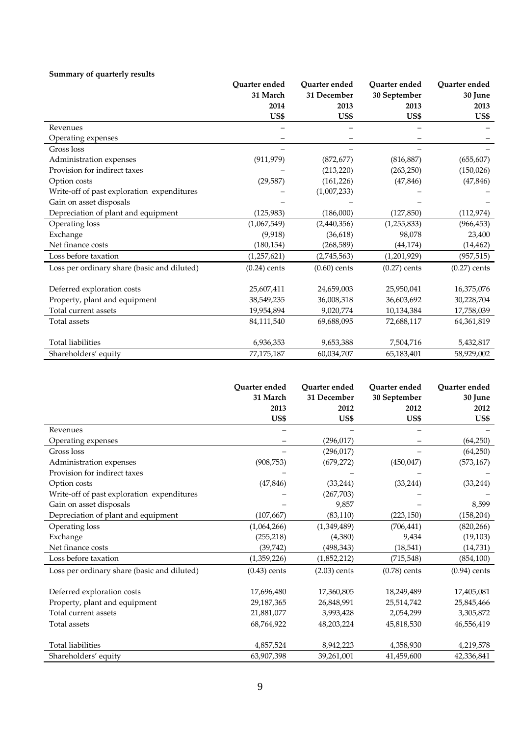**Summary of quarterly results**

| | Quarter ended 31 March 2014 US$ | Quarter ended 31 December 2013 US$ | Quarter ended 30 September 2013 US$ | Quarter ended 30 June 2013 US$ |
|---|---|---|---|---|
| Revenues | – | – | – | – |
| Operating expenses | – | – | – | – |
| Gross loss | – | – | – | – |
| Administration expenses | (911,979) | (872,677) | (816,887) | (655,607) |
| Provision for indirect taxes | – | (213,220) | (263,250) | (150,026) |
| Option costs | (29,587) | (161,226) | (47,846) | (47,846) |
| Write-off of past exploration expenditures | – | (1,007,233) | | |
| Gain on asset disposals | – | – | – | – |
| Depreciation of plant and equipment | (125,983) | (186,000) | (127,850) | (112,974) |
| Operating loss | (1,067,549) | (2,440,356) | (1,255,833) | (966,453) |
| Exchange | (9,918) | (36,618) | 98,078 | 23,400 |
| Net finance costs | (180,154) | (268,589) | (44,174) | (14,462) |
| Loss before taxation | (1,257,621) | (2,745,563) | (1,201,929) | (957,515) |
| Loss per ordinary share (basic and diluted) | (0.24) cents | (0.60) cents | (0.27) cents | (0.27) cents |
| | | | | |
| Deferred exploration costs | 25,607,411 | 24,659,003 | 25,950,041 | 16,375,076 |
| Property, plant and equipment | 38,549,235 | 36,008,318 | 36,603,692 | 30,228,704 |
| Total current assets | 19,954,894 | 9,020,774 | 10,134,384 | 17,758,039 |
| Total assets | 84,111,540 | 69,688,095 | 72,688,117 | 64,361,819 |
| | | | | |
| Total liabilities | 6,936,353 | 9,653,388 | 7,504,716 | 5,432,817 |
| Shareholders' equity | 77,175,187 | 60,034,707 | 65,183,401 | 58,929,002 |

| | Quarter ended 31 March 2013 US$ | Quarter ended 31 December 2012 US$ | Quarter ended 30 September 2012 US$ | Quarter ended 30 June 2012 US$ |
|---|---|---|---|---|
| Revenues | – | – | – | – |
| Operating expenses | – | (296,017) | – | (64,250) |
| Gross loss | – | (296,017) | – | (64,250) |
| Administration expenses | (908,753) | (679,272) | (450,047) | (573,167) |
| Provision for indirect taxes | – | – | – | – |
| Option costs | (47,846) | (33,244) | (33,244) | (33,244) |
| Write-off of past exploration expenditures | – | (267,703) | – | – |
| Gain on asset disposals | – | 9,857 | – | 8,599 |
| Depreciation of plant and equipment | (107,667) | (83,110) | (223,150) | (158,204) |
| Operating loss | (1,064,266) | (1,349,489) | (706,441) | (820,266) |
| Exchange | (255,218) | (4,380) | 9,434 | (19,103) |
| Net finance costs | (39,742) | (498,343) | (18,541) | (14,731) |
| Loss before taxation | (1,359,226) | (1,852,212) | (715,548) | (854,100) |
| Loss per ordinary share (basic and diluted) | (0.43) cents | (2.03) cents | (0.78) cents | (0.94) cents |
| | | | | |
| Deferred exploration costs | 17,696,480 | 17,360,805 | 18,249,489 | 17,405,081 |
| Property, plant and equipment | 29,187,365 | 26,848,991 | 25,514,742 | 25,845,466 |
| Total current assets | 21,881,077 | 3,993,428 | 2,054,299 | 3,305,872 |
| Total assets | 68,764,922 | 48,203,224 | 45,818,530 | 46,556,419 |
| | | | | |
| Total liabilities | 4,857,524 | 8,942,223 | 4,358,930 | 4,219,578 |
| Shareholders' equity | 63,907,398 | 39,261,001 | 41,459,600 | 42,336,841 |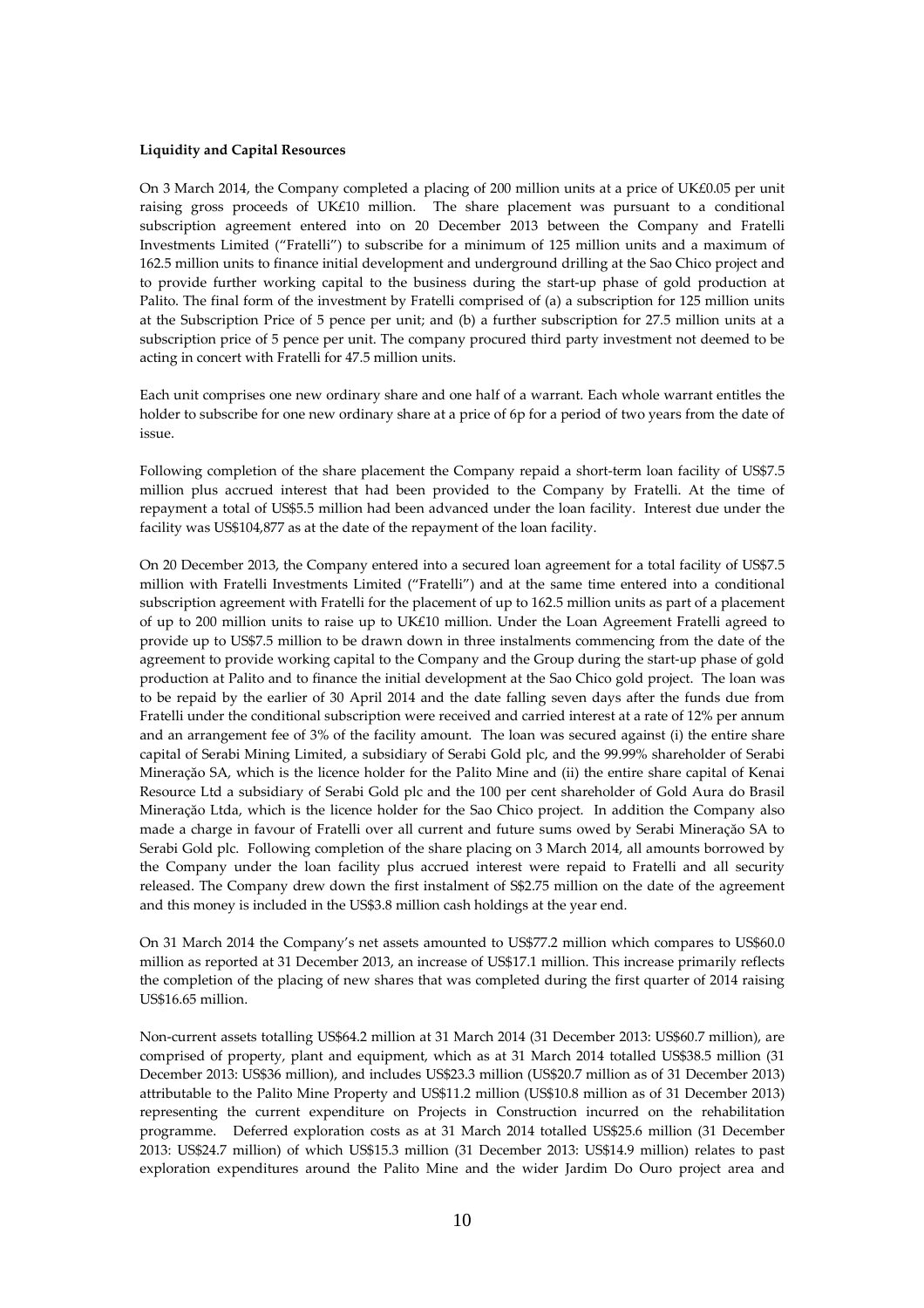**Liquidity and Capital Resources**

On 3 March 2014, the Company completed a placing of 200 million units at a price of UK£0.05 per unit raising gross proceeds of UK£10 million. The share placement was pursuant to a conditional subscription agreement entered into on 20 December 2013 between the Company and Fratelli Investments Limited ("Fratelli") to subscribe for a minimum of 125 million units and a maximum of 162.5 million units to finance initial development and underground drilling at the Sao Chico project and to provide further working capital to the business during the start-up phase of gold production at Palito. The final form of the investment by Fratelli comprised of (a) a subscription for 125 million units at the Subscription Price of 5 pence per unit; and (b) a further subscription for 27.5 million units at a subscription price of 5 pence per unit. The company procured third party investment not deemed to be acting in concert with Fratelli for 47.5 million units.

Each unit comprises one new ordinary share and one half of a warrant. Each whole warrant entitles the holder to subscribe for one new ordinary share at a price of 6p for a period of two years from the date of issue.

Following completion of the share placement the Company repaid a short-term loan facility of US$7.5 million plus accrued interest that had been provided to the Company by Fratelli. At the time of repayment a total of US$5.5 million had been advanced under the loan facility. Interest due under the facility was US$104,877 as at the date of the repayment of the loan facility.

On 20 December 2013, the Company entered into a secured loan agreement for a total facility of US$7.5 million with Fratelli Investments Limited ("Fratelli") and at the same time entered into a conditional subscription agreement with Fratelli for the placement of up to 162.5 million units as part of a placement of up to 200 million units to raise up to UK£10 million. Under the Loan Agreement Fratelli agreed to provide up to US$7.5 million to be drawn down in three instalments commencing from the date of the agreement to provide working capital to the Company and the Group during the start-up phase of gold production at Palito and to finance the initial development at the Sao Chico gold project. The loan was to be repaid by the earlier of 30 April 2014 and the date falling seven days after the funds due from Fratelli under the conditional subscription were received and carried interest at a rate of 12% per annum and an arrangement fee of 3% of the facility amount. The loan was secured against (i) the entire share capital of Serabi Mining Limited, a subsidiary of Serabi Gold plc, and the 99.99% shareholder of Serabi Mineração SA, which is the licence holder for the Palito Mine and (ii) the entire share capital of Kenai Resource Ltd a subsidiary of Serabi Gold plc and the 100 per cent shareholder of Gold Aura do Brasil Mineração Ltda, which is the licence holder for the Sao Chico project. In addition the Company also made a charge in favour of Fratelli over all current and future sums owed by Serabi Mineração SA to Serabi Gold plc. Following completion of the share placing on 3 March 2014, all amounts borrowed by the Company under the loan facility plus accrued interest were repaid to Fratelli and all security released. The Company drew down the first instalment of S$2.75 million on the date of the agreement and this money is included in the US$3.8 million cash holdings at the year end.

On 31 March 2014 the Company's net assets amounted to US$77.2 million which compares to US$60.0 million as reported at 31 December 2013, an increase of US$17.1 million. This increase primarily reflects the completion of the placing of new shares that was completed during the first quarter of 2014 raising US$16.65 million.

Non-current assets totalling US$64.2 million at 31 March 2014 (31 December 2013: US$60.7 million), are comprised of property, plant and equipment, which as at 31 March 2014 totalled US$38.5 million (31 December 2013: US$36 million), and includes US$23.3 million (US$20.7 million as of 31 December 2013) attributable to the Palito Mine Property and US$11.2 million (US$10.8 million as of 31 December 2013) representing the current expenditure on Projects in Construction incurred on the rehabilitation programme. Deferred exploration costs as at 31 March 2014 totalled US$25.6 million (31 December 2013: US$24.7 million) of which US$15.3 million (31 December 2013: US$14.9 million) relates to past exploration expenditures around the Palito Mine and the wider Jardim Do Ouro project area and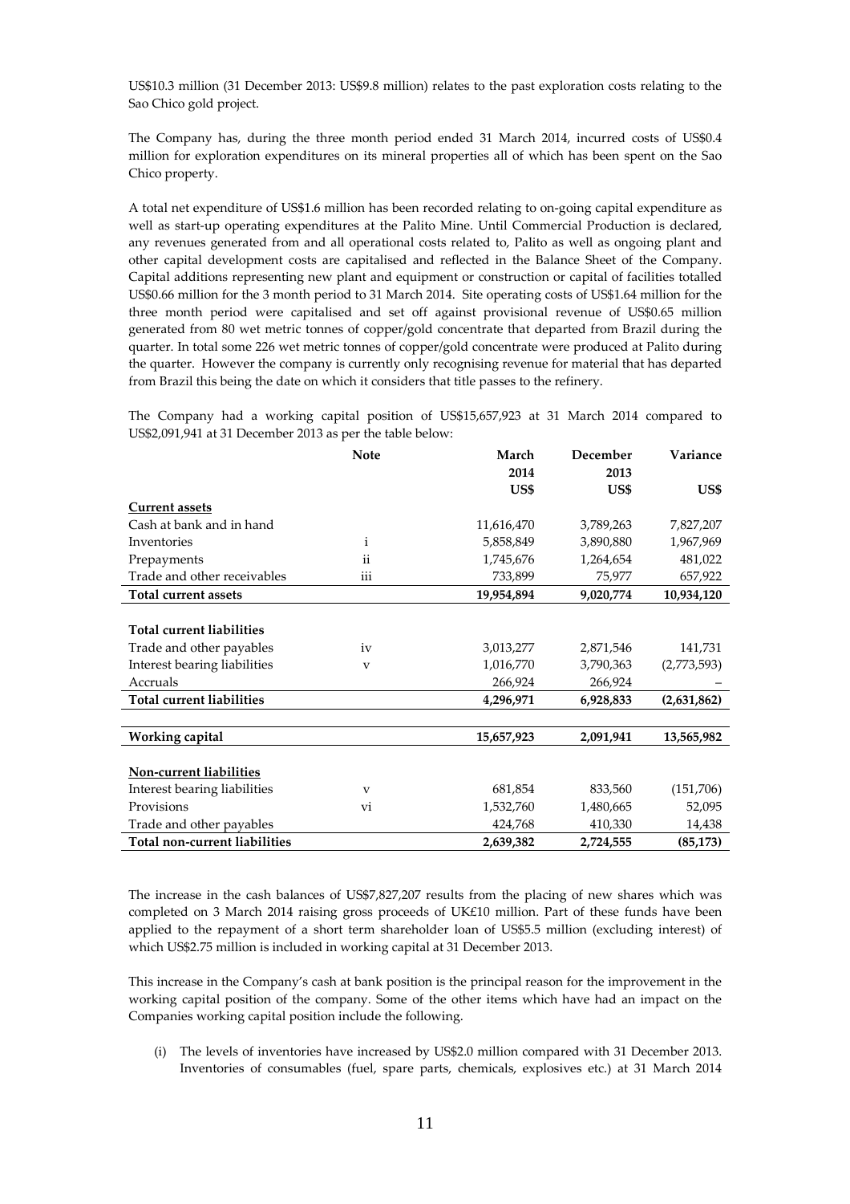US$10.3 million (31 December 2013: US$9.8 million) relates to the past exploration costs relating to the Sao Chico gold project.

The Company has, during the three month period ended 31 March 2014, incurred costs of US$0.4 million for exploration expenditures on its mineral properties all of which has been spent on the Sao Chico property.

A total net expenditure of US$1.6 million has been recorded relating to on-going capital expenditure as well as start-up operating expenditures at the Palito Mine. Until Commercial Production is declared, any revenues generated from and all operational costs related to, Palito as well as ongoing plant and other capital development costs are capitalised and reflected in the Balance Sheet of the Company. Capital additions representing new plant and equipment or construction or capital of facilities totalled US$0.66 million for the 3 month period to 31 March 2014. Site operating costs of US$1.64 million for the three month period were capitalised and set off against provisional revenue of US$0.65 million generated from 80 wet metric tonnes of copper/gold concentrate that departed from Brazil during the quarter. In total some 226 wet metric tonnes of copper/gold concentrate were produced at Palito during the quarter. However the company is currently only recognising revenue for material that has departed from Brazil this being the date on which it considers that title passes to the refinery.

The Company had a working capital position of US$15,657,923 at 31 March 2014 compared to US$2,091,941 at 31 December 2013 as per the table below:

| | Note | March 2014 US$ | December 2013 US$ | Variance US$ |
|---|---|---|---|---|
| **Current assets** | | | | |
| Cash at bank and in hand | | 11,616,470 | 3,789,263 | 7,827,207 |
| Inventories | i | 5,858,849 | 3,890,880 | 1,967,969 |
| Prepayments | ii | 1,745,676 | 1,264,654 | 481,022 |
| Trade and other receivables | iii | 733,899 | 75,977 | 657,922 |
| **Total current assets** | | **19,954,894** | **9,020,774** | **10,934,120** |
| | | | | |
| **Total current liabilities** | | | | |
| Trade and other payables | iv | 3,013,277 | 2,871,546 | 141,731 |
| Interest bearing liabilities | v | 1,016,770 | 3,790,363 | (2,773,593) |
| Accruals | | 266,924 | 266,924 | – |
| **Total current liabilities** | | **4,296,971** | **6,928,833** | **(2,631,862)** |
| | | | | |
| **Working capital** | | **15,657,923** | **2,091,941** | **13,565,982** |
| | | | | |
| **Non-current liabilities** | | | | |
| Interest bearing liabilities | v | 681,854 | 833,560 | (151,706) |
| Provisions | vi | 1,532,760 | 1,480,665 | 52,095 |
| Trade and other payables | | 424,768 | 410,330 | 14,438 |
| **Total non-current liabilities** | | **2,639,382** | **2,724,555** | **(85,173)** |

The increase in the cash balances of US$7,827,207 results from the placing of new shares which was completed on 3 March 2014 raising gross proceeds of UK£10 million. Part of these funds have been applied to the repayment of a short term shareholder loan of US$5.5 million (excluding interest) of which US$2.75 million is included in working capital at 31 December 2013.

This increase in the Company's cash at bank position is the principal reason for the improvement in the working capital position of the company. Some of the other items which have had an impact on the Companies working capital position include the following.

(i) The levels of inventories have increased by US$2.0 million compared with 31 December 2013. Inventories of consumables (fuel, spare parts, chemicals, explosives etc.) at 31 March 2014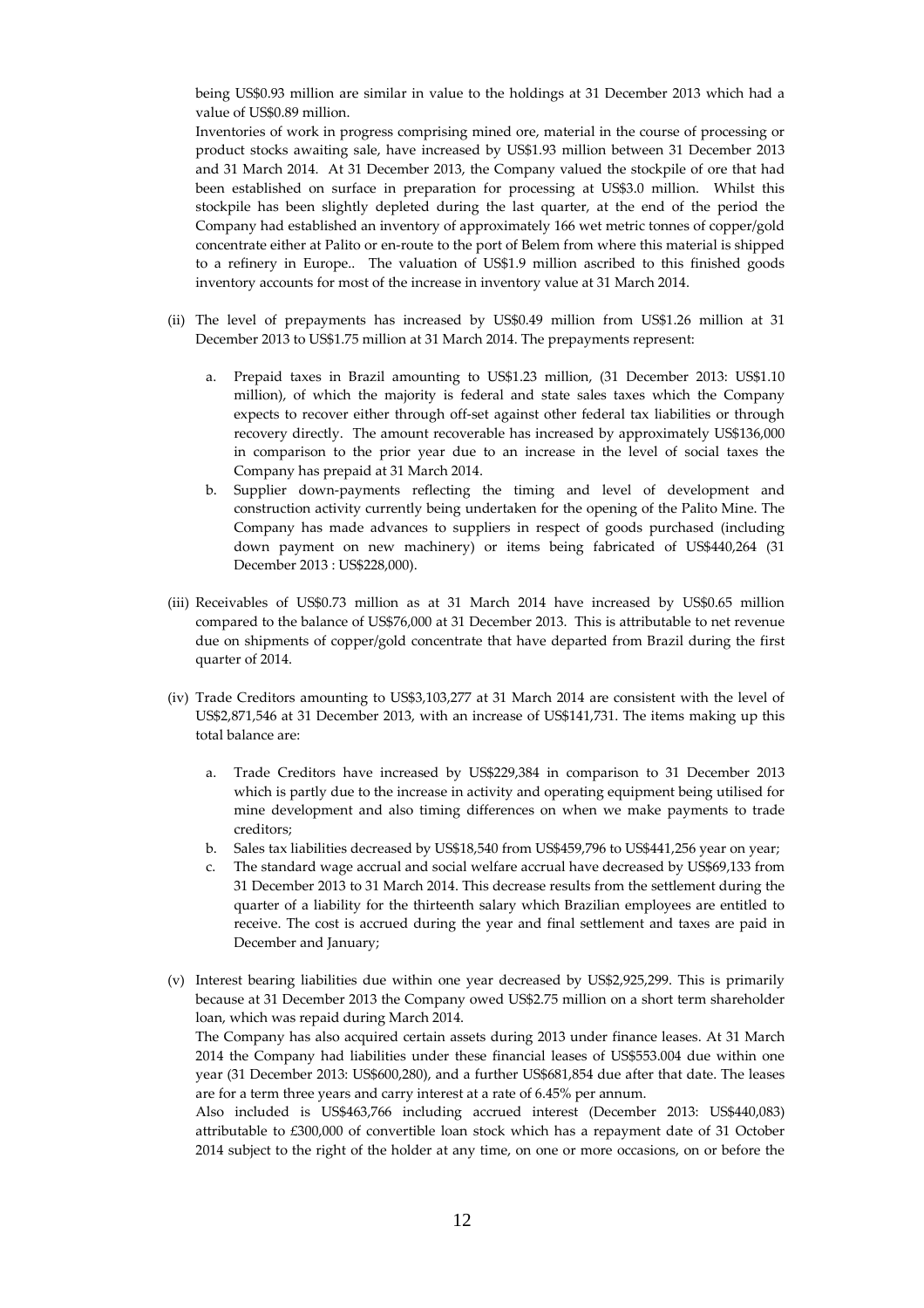being US$0.93 million are similar in value to the holdings at 31 December 2013 which had a value of US$0.89 million.

Inventories of work in progress comprising mined ore, material in the course of processing or product stocks awaiting sale, have increased by US$1.93 million between 31 December 2013 and 31 March 2014. At 31 December 2013, the Company valued the stockpile of ore that had been established on surface in preparation for processing at US$3.0 million. Whilst this stockpile has been slightly depleted during the last quarter, at the end of the period the Company had established an inventory of approximately 166 wet metric tonnes of copper/gold concentrate either at Palito or en-route to the port of Belem from where this material is shipped to a refinery in Europe.. The valuation of US$1.9 million ascribed to this finished goods inventory accounts for most of the increase in inventory value at 31 March 2014.

(ii) The level of prepayments has increased by US$0.49 million from US$1.26 million at 31 December 2013 to US$1.75 million at 31 March 2014. The prepayments represent:

  a. Prepaid taxes in Brazil amounting to US$1.23 million, (31 December 2013: US$1.10 million), of which the majority is federal and state sales taxes which the Company expects to recover either through off-set against other federal tax liabilities or through recovery directly. The amount recoverable has increased by approximately US$136,000 in comparison to the prior year due to an increase in the level of social taxes the Company has prepaid at 31 March 2014.
  b. Supplier down-payments reflecting the timing and level of development and construction activity currently being undertaken for the opening of the Palito Mine. The Company has made advances to suppliers in respect of goods purchased (including down payment on new machinery) or items being fabricated of US$440,264 (31 December 2013 : US$228,000).

(iii) Receivables of US$0.73 million as at 31 March 2014 have increased by US$0.65 million compared to the balance of US$76,000 at 31 December 2013. This is attributable to net revenue due on shipments of copper/gold concentrate that have departed from Brazil during the first quarter of 2014.

(iv) Trade Creditors amounting to US$3,103,277 at 31 March 2014 are consistent with the level of US$2,871,546 at 31 December 2013, with an increase of US$141,731. The items making up this total balance are:

  a. Trade Creditors have increased by US$229,384 in comparison to 31 December 2013 which is partly due to the increase in activity and operating equipment being utilised for mine development and also timing differences on when we make payments to trade creditors;
  b. Sales tax liabilities decreased by US$18,540 from US$459,796 to US$441,256 year on year;
  c. The standard wage accrual and social welfare accrual have decreased by US$69,133 from 31 December 2013 to 31 March 2014. This decrease results from the settlement during the quarter of a liability for the thirteenth salary which Brazilian employees are entitled to receive. The cost is accrued during the year and final settlement and taxes are paid in December and January;

(v) Interest bearing liabilities due within one year decreased by US$2,925,299. This is primarily because at 31 December 2013 the Company owed US$2.75 million on a short term shareholder loan, which was repaid during March 2014.

The Company has also acquired certain assets during 2013 under finance leases. At 31 March 2014 the Company had liabilities under these financial leases of US$553.004 due within one year (31 December 2013: US$600,280), and a further US$681,854 due after that date. The leases are for a term three years and carry interest at a rate of 6.45% per annum.

Also included is US$463,766 including accrued interest (December 2013: US$440,083) attributable to £300,000 of convertible loan stock which has a repayment date of 31 October 2014 subject to the right of the holder at any time, on one or more occasions, on or before the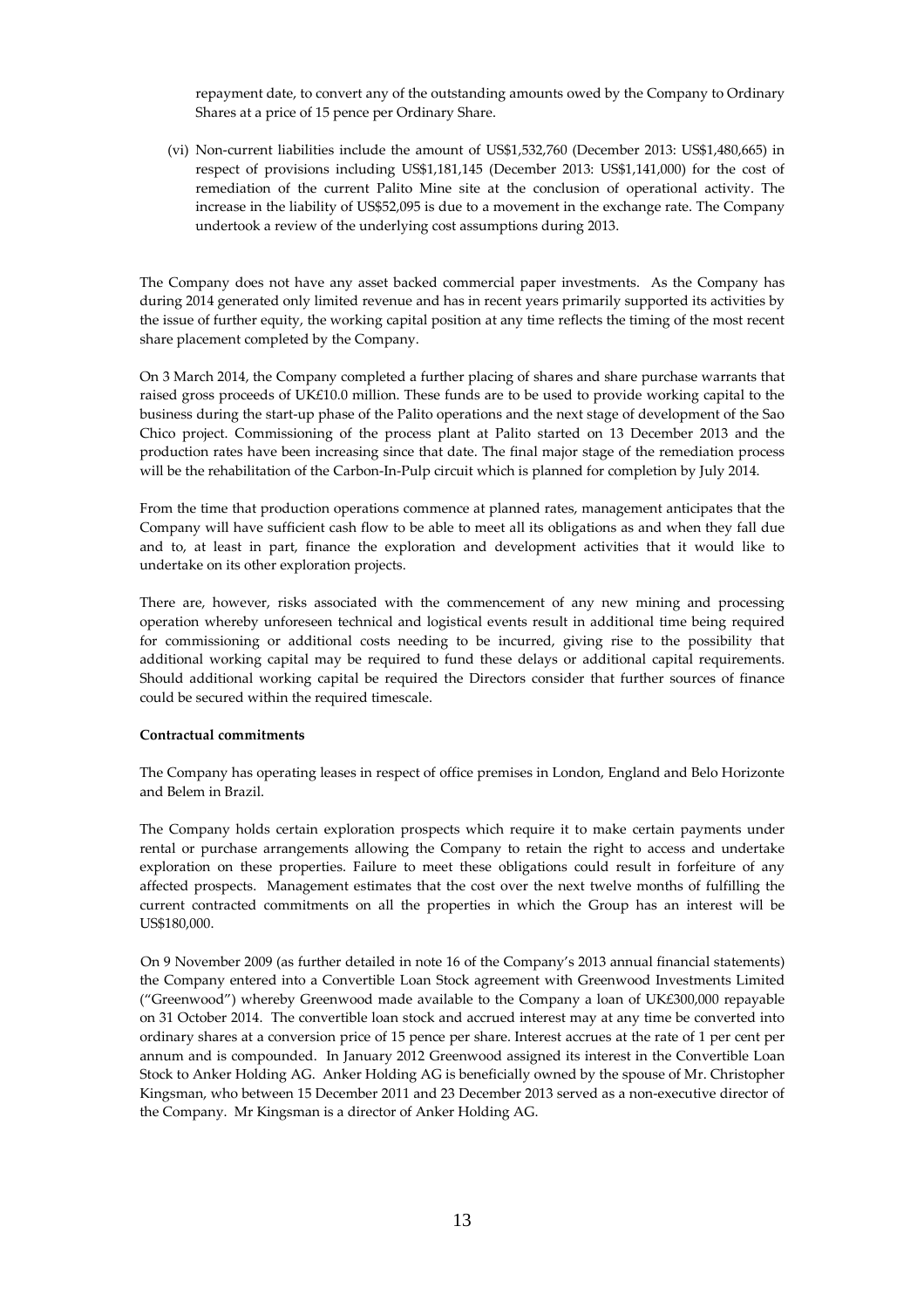repayment date, to convert any of the outstanding amounts owed by the Company to Ordinary Shares at a price of 15 pence per Ordinary Share.

(vi) Non-current liabilities include the amount of US$1,532,760 (December 2013: US$1,480,665) in respect of provisions including US$1,181,145 (December 2013: US$1,141,000) for the cost of remediation of the current Palito Mine site at the conclusion of operational activity. The increase in the liability of US$52,095 is due to a movement in the exchange rate. The Company undertook a review of the underlying cost assumptions during 2013.

The Company does not have any asset backed commercial paper investments. As the Company has during 2014 generated only limited revenue and has in recent years primarily supported its activities by the issue of further equity, the working capital position at any time reflects the timing of the most recent share placement completed by the Company.

On 3 March 2014, the Company completed a further placing of shares and share purchase warrants that raised gross proceeds of UK£10.0 million. These funds are to be used to provide working capital to the business during the start-up phase of the Palito operations and the next stage of development of the Sao Chico project. Commissioning of the process plant at Palito started on 13 December 2013 and the production rates have been increasing since that date. The final major stage of the remediation process will be the rehabilitation of the Carbon-In-Pulp circuit which is planned for completion by July 2014.

From the time that production operations commence at planned rates, management anticipates that the Company will have sufficient cash flow to be able to meet all its obligations as and when they fall due and to, at least in part, finance the exploration and development activities that it would like to undertake on its other exploration projects.

There are, however, risks associated with the commencement of any new mining and processing operation whereby unforeseen technical and logistical events result in additional time being required for commissioning or additional costs needing to be incurred, giving rise to the possibility that additional working capital may be required to fund these delays or additional capital requirements. Should additional working capital be required the Directors consider that further sources of finance could be secured within the required timescale.

**Contractual commitments**

The Company has operating leases in respect of office premises in London, England and Belo Horizonte and Belem in Brazil.

The Company holds certain exploration prospects which require it to make certain payments under rental or purchase arrangements allowing the Company to retain the right to access and undertake exploration on these properties. Failure to meet these obligations could result in forfeiture of any affected prospects. Management estimates that the cost over the next twelve months of fulfilling the current contracted commitments on all the properties in which the Group has an interest will be US$180,000.

On 9 November 2009 (as further detailed in note 16 of the Company's 2013 annual financial statements) the Company entered into a Convertible Loan Stock agreement with Greenwood Investments Limited ("Greenwood") whereby Greenwood made available to the Company a loan of UK£300,000 repayable on 31 October 2014. The convertible loan stock and accrued interest may at any time be converted into ordinary shares at a conversion price of 15 pence per share. Interest accrues at the rate of 1 per cent per annum and is compounded. In January 2012 Greenwood assigned its interest in the Convertible Loan Stock to Anker Holding AG. Anker Holding AG is beneficially owned by the spouse of Mr. Christopher Kingsman, who between 15 December 2011 and 23 December 2013 served as a non-executive director of the Company. Mr Kingsman is a director of Anker Holding AG.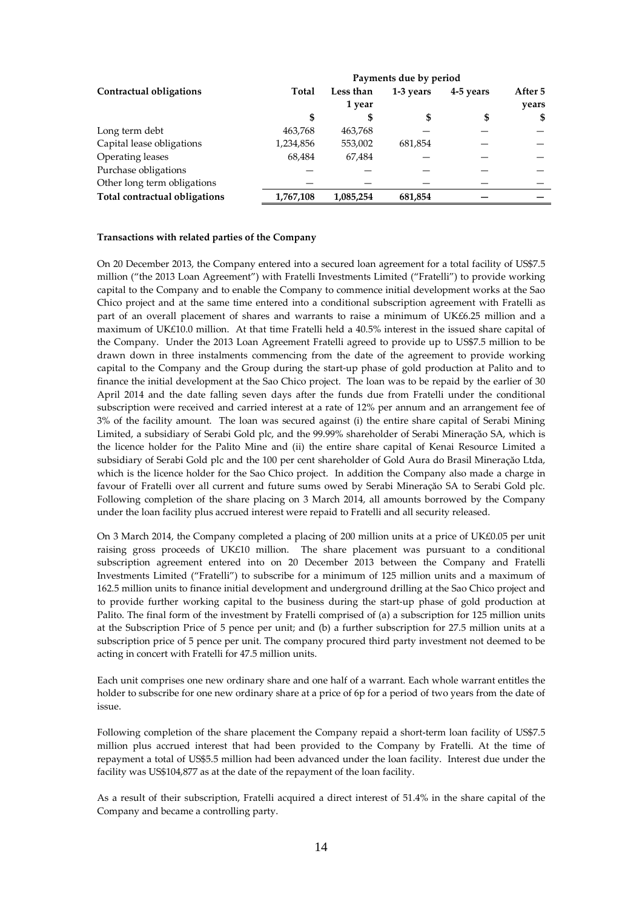| Contractual obligations | Payments due by period | | | | |
|---|---|---|---|---|---|
| | Total | Less than 1 year | 1-3 years | 4-5 years | After 5 years |
| | $ | $ | $ | $ | $ |
| Long term debt | 463,768 | 463,768 | — | — | — |
| Capital lease obligations | 1,234,856 | 553,002 | 681,854 | — | — |
| Operating leases | 68,484 | 67,484 | — | — | — |
| Purchase obligations | — | — | — | — | — |
| Other long term obligations | — | — | — | — | — |
| **Total contractual obligations** | **1,767,108** | **1,085,254** | **681,854** | **—** | **—** |

**Transactions with related parties of the Company**

On 20 December 2013, the Company entered into a secured loan agreement for a total facility of US$7.5 million ("the 2013 Loan Agreement") with Fratelli Investments Limited ("Fratelli") to provide working capital to the Company and to enable the Company to commence initial development works at the Sao Chico project and at the same time entered into a conditional subscription agreement with Fratelli as part of an overall placement of shares and warrants to raise a minimum of UK£6.25 million and a maximum of UK£10.0 million. At that time Fratelli held a 40.5% interest in the issued share capital of the Company. Under the 2013 Loan Agreement Fratelli agreed to provide up to US$7.5 million to be drawn down in three instalments commencing from the date of the agreement to provide working capital to the Company and the Group during the start-up phase of gold production at Palito and to finance the initial development at the Sao Chico project. The loan was to be repaid by the earlier of 30 April 2014 and the date falling seven days after the funds due from Fratelli under the conditional subscription were received and carried interest at a rate of 12% per annum and an arrangement fee of 3% of the facility amount. The loan was secured against (i) the entire share capital of Serabi Mining Limited, a subsidiary of Serabi Gold plc, and the 99.99% shareholder of Serabi Mineração SA, which is the licence holder for the Palito Mine and (ii) the entire share capital of Kenai Resource Limited a subsidiary of Serabi Gold plc and the 100 per cent shareholder of Gold Aura do Brasil Mineração Ltda, which is the licence holder for the Sao Chico project. In addition the Company also made a charge in favour of Fratelli over all current and future sums owed by Serabi Mineração SA to Serabi Gold plc. Following completion of the share placing on 3 March 2014, all amounts borrowed by the Company under the loan facility plus accrued interest were repaid to Fratelli and all security released.

On 3 March 2014, the Company completed a placing of 200 million units at a price of UK£0.05 per unit raising gross proceeds of UK£10 million. The share placement was pursuant to a conditional subscription agreement entered into on 20 December 2013 between the Company and Fratelli Investments Limited ("Fratelli") to subscribe for a minimum of 125 million units and a maximum of 162.5 million units to finance initial development and underground drilling at the Sao Chico project and to provide further working capital to the business during the start-up phase of gold production at Palito. The final form of the investment by Fratelli comprised of (a) a subscription for 125 million units at the Subscription Price of 5 pence per unit; and (b) a further subscription for 27.5 million units at a subscription price of 5 pence per unit. The company procured third party investment not deemed to be acting in concert with Fratelli for 47.5 million units.

Each unit comprises one new ordinary share and one half of a warrant. Each whole warrant entitles the holder to subscribe for one new ordinary share at a price of 6p for a period of two years from the date of issue.

Following completion of the share placement the Company repaid a short-term loan facility of US$7.5 million plus accrued interest that had been provided to the Company by Fratelli. At the time of repayment a total of US$5.5 million had been advanced under the loan facility. Interest due under the facility was US$104,877 as at the date of the repayment of the loan facility.

As a result of their subscription, Fratelli acquired a direct interest of 51.4% in the share capital of the Company and became a controlling party.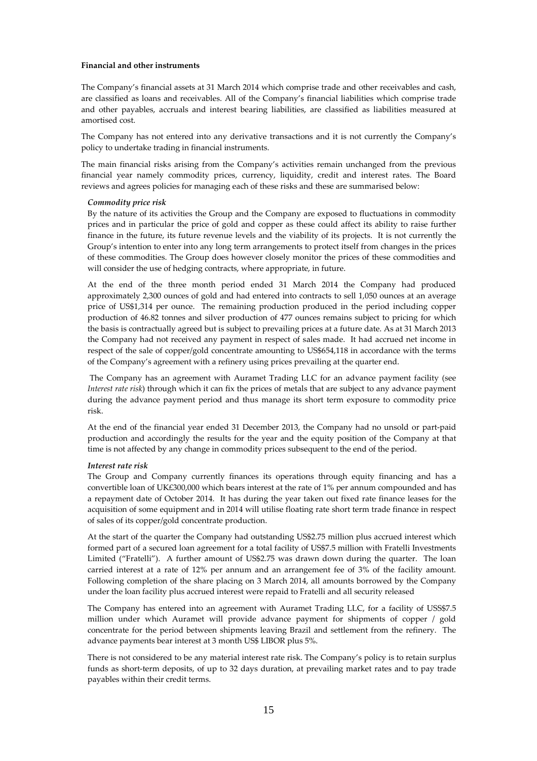**Financial and other instruments**

The Company's financial assets at 31 March 2014 which comprise trade and other receivables and cash, are classified as loans and receivables. All of the Company's financial liabilities which comprise trade and other payables, accruals and interest bearing liabilities, are classified as liabilities measured at amortised cost.

The Company has not entered into any derivative transactions and it is not currently the Company's policy to undertake trading in financial instruments.

The main financial risks arising from the Company's activities remain unchanged from the previous financial year namely commodity prices, currency, liquidity, credit and interest rates. The Board reviews and agrees policies for managing each of these risks and these are summarised below:

***Commodity price risk***

By the nature of its activities the Group and the Company are exposed to fluctuations in commodity prices and in particular the price of gold and copper as these could affect its ability to raise further finance in the future, its future revenue levels and the viability of its projects. It is not currently the Group's intention to enter into any long term arrangements to protect itself from changes in the prices of these commodities. The Group does however closely monitor the prices of these commodities and will consider the use of hedging contracts, where appropriate, in future.

At the end of the three month period ended 31 March 2014 the Company had produced approximately 2,300 ounces of gold and had entered into contracts to sell 1,050 ounces at an average price of US$1,314 per ounce. The remaining production produced in the period including copper production of 46.82 tonnes and silver production of 477 ounces remains subject to pricing for which the basis is contractually agreed but is subject to prevailing prices at a future date. As at 31 March 2013 the Company had not received any payment in respect of sales made. It had accrued net income in respect of the sale of copper/gold concentrate amounting to US$654,118 in accordance with the terms of the Company's agreement with a refinery using prices prevailing at the quarter end.

The Company has an agreement with Auramet Trading LLC for an advance payment facility (see *Interest rate risk*) through which it can fix the prices of metals that are subject to any advance payment during the advance payment period and thus manage its short term exposure to commodity price risk.

At the end of the financial year ended 31 December 2013, the Company had no unsold or part-paid production and accordingly the results for the year and the equity position of the Company at that time is not affected by any change in commodity prices subsequent to the end of the period.

***Interest rate risk***

The Group and Company currently finances its operations through equity financing and has a convertible loan of UK£300,000 which bears interest at the rate of 1% per annum compounded and has a repayment date of October 2014. It has during the year taken out fixed rate finance leases for the acquisition of some equipment and in 2014 will utilise floating rate short term trade finance in respect of sales of its copper/gold concentrate production.

At the start of the quarter the Company had outstanding US$2.75 million plus accrued interest which formed part of a secured loan agreement for a total facility of US$7.5 million with Fratelli Investments Limited ("Fratelli"). A further amount of US$2.75 was drawn down during the quarter. The loan carried interest at a rate of 12% per annum and an arrangement fee of 3% of the facility amount. Following completion of the share placing on 3 March 2014, all amounts borrowed by the Company under the loan facility plus accrued interest were repaid to Fratelli and all security released

The Company has entered into an agreement with Auramet Trading LLC, for a facility of USS$7.5 million under which Auramet will provide advance payment for shipments of copper / gold concentrate for the period between shipments leaving Brazil and settlement from the refinery. The advance payments bear interest at 3 month US$ LIBOR plus 5%.

There is not considered to be any material interest rate risk. The Company's policy is to retain surplus funds as short-term deposits, of up to 32 days duration, at prevailing market rates and to pay trade payables within their credit terms.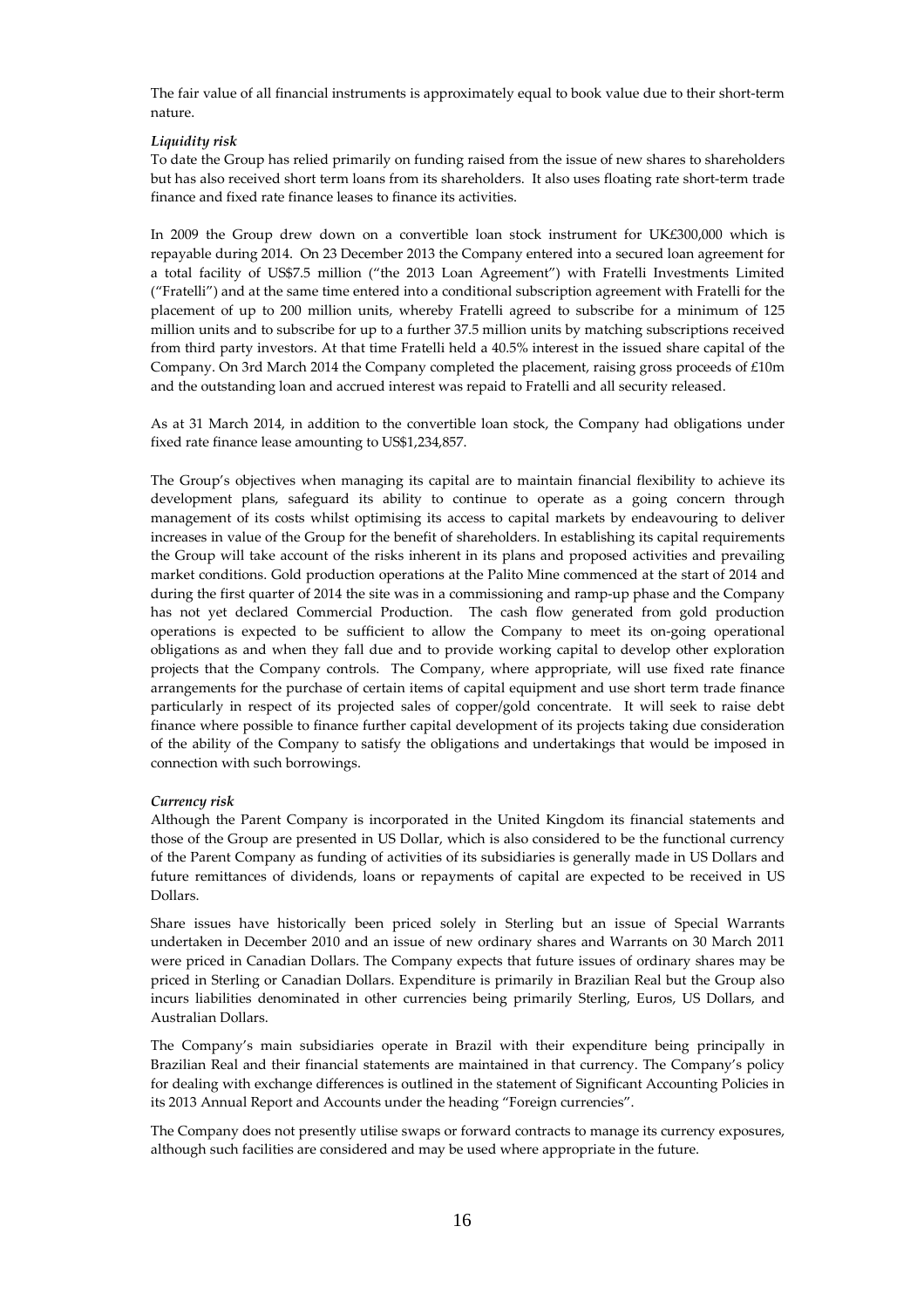The fair value of all financial instruments is approximately equal to book value due to their short-term nature.

*Liquidity risk*

To date the Group has relied primarily on funding raised from the issue of new shares to shareholders but has also received short term loans from its shareholders. It also uses floating rate short-term trade finance and fixed rate finance leases to finance its activities.

In 2009 the Group drew down on a convertible loan stock instrument for UK£300,000 which is repayable during 2014. On 23 December 2013 the Company entered into a secured loan agreement for a total facility of US$7.5 million ("the 2013 Loan Agreement") with Fratelli Investments Limited ("Fratelli") and at the same time entered into a conditional subscription agreement with Fratelli for the placement of up to 200 million units, whereby Fratelli agreed to subscribe for a minimum of 125 million units and to subscribe for up to a further 37.5 million units by matching subscriptions received from third party investors. At that time Fratelli held a 40.5% interest in the issued share capital of the Company. On 3rd March 2014 the Company completed the placement, raising gross proceeds of £10m and the outstanding loan and accrued interest was repaid to Fratelli and all security released.

As at 31 March 2014, in addition to the convertible loan stock, the Company had obligations under fixed rate finance lease amounting to US$1,234,857.

The Group's objectives when managing its capital are to maintain financial flexibility to achieve its development plans, safeguard its ability to continue to operate as a going concern through management of its costs whilst optimising its access to capital markets by endeavouring to deliver increases in value of the Group for the benefit of shareholders. In establishing its capital requirements the Group will take account of the risks inherent in its plans and proposed activities and prevailing market conditions. Gold production operations at the Palito Mine commenced at the start of 2014 and during the first quarter of 2014 the site was in a commissioning and ramp-up phase and the Company has not yet declared Commercial Production. The cash flow generated from gold production operations is expected to be sufficient to allow the Company to meet its on-going operational obligations as and when they fall due and to provide working capital to develop other exploration projects that the Company controls. The Company, where appropriate, will use fixed rate finance arrangements for the purchase of certain items of capital equipment and use short term trade finance particularly in respect of its projected sales of copper/gold concentrate. It will seek to raise debt finance where possible to finance further capital development of its projects taking due consideration of the ability of the Company to satisfy the obligations and undertakings that would be imposed in connection with such borrowings.

*Currency risk*

Although the Parent Company is incorporated in the United Kingdom its financial statements and those of the Group are presented in US Dollar, which is also considered to be the functional currency of the Parent Company as funding of activities of its subsidiaries is generally made in US Dollars and future remittances of dividends, loans or repayments of capital are expected to be received in US Dollars.

Share issues have historically been priced solely in Sterling but an issue of Special Warrants undertaken in December 2010 and an issue of new ordinary shares and Warrants on 30 March 2011 were priced in Canadian Dollars. The Company expects that future issues of ordinary shares may be priced in Sterling or Canadian Dollars. Expenditure is primarily in Brazilian Real but the Group also incurs liabilities denominated in other currencies being primarily Sterling, Euros, US Dollars, and Australian Dollars.

The Company's main subsidiaries operate in Brazil with their expenditure being principally in Brazilian Real and their financial statements are maintained in that currency. The Company's policy for dealing with exchange differences is outlined in the statement of Significant Accounting Policies in its 2013 Annual Report and Accounts under the heading "Foreign currencies".

The Company does not presently utilise swaps or forward contracts to manage its currency exposures, although such facilities are considered and may be used where appropriate in the future.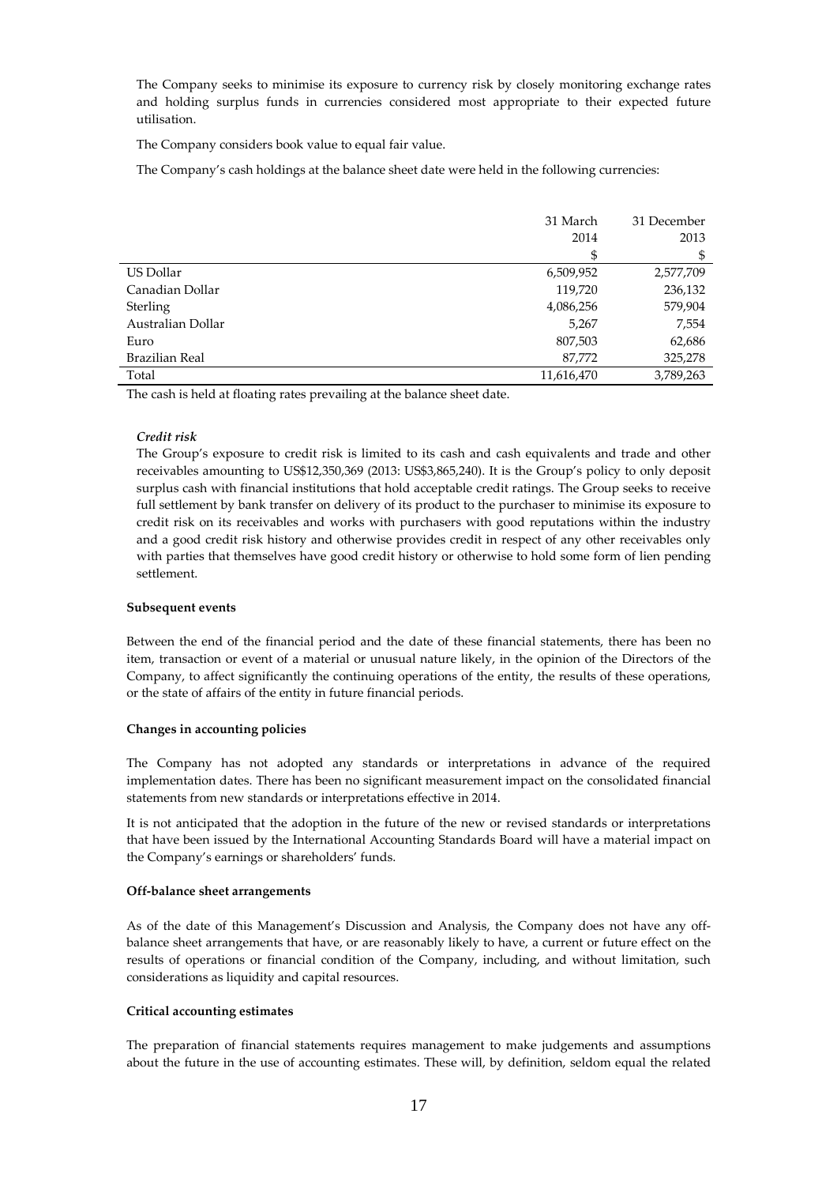The Company seeks to minimise its exposure to currency risk by closely monitoring exchange rates and holding surplus funds in currencies considered most appropriate to their expected future utilisation.

The Company considers book value to equal fair value.

The Company's cash holdings at the balance sheet date were held in the following currencies:

| | 31 March 2014 | 31 December 2013 |
|---|---|---|
| | $ | $ |
| US Dollar | 6,509,952 | 2,577,709 |
| Canadian Dollar | 119,720 | 236,132 |
| Sterling | 4,086,256 | 579,904 |
| Australian Dollar | 5,267 | 7,554 |
| Euro | 807,503 | 62,686 |
| Brazilian Real | 87,772 | 325,278 |
| Total | 11,616,470 | 3,789,263 |

The cash is held at floating rates prevailing at the balance sheet date.

*Credit risk*

The Group's exposure to credit risk is limited to its cash and cash equivalents and trade and other receivables amounting to US$12,350,369 (2013: US$3,865,240). It is the Group's policy to only deposit surplus cash with financial institutions that hold acceptable credit ratings. The Group seeks to receive full settlement by bank transfer on delivery of its product to the purchaser to minimise its exposure to credit risk on its receivables and works with purchasers with good reputations within the industry and a good credit risk history and otherwise provides credit in respect of any other receivables only with parties that themselves have good credit history or otherwise to hold some form of lien pending settlement.

**Subsequent events**

Between the end of the financial period and the date of these financial statements, there has been no item, transaction or event of a material or unusual nature likely, in the opinion of the Directors of the Company, to affect significantly the continuing operations of the entity, the results of these operations, or the state of affairs of the entity in future financial periods.

**Changes in accounting policies**

The Company has not adopted any standards or interpretations in advance of the required implementation dates. There has been no significant measurement impact on the consolidated financial statements from new standards or interpretations effective in 2014.

It is not anticipated that the adoption in the future of the new or revised standards or interpretations that have been issued by the International Accounting Standards Board will have a material impact on the Company's earnings or shareholders' funds.

**Off-balance sheet arrangements**

As of the date of this Management's Discussion and Analysis, the Company does not have any off-balance sheet arrangements that have, or are reasonably likely to have, a current or future effect on the results of operations or financial condition of the Company, including, and without limitation, such considerations as liquidity and capital resources.

**Critical accounting estimates**

The preparation of financial statements requires management to make judgements and assumptions about the future in the use of accounting estimates. These will, by definition, seldom equal the related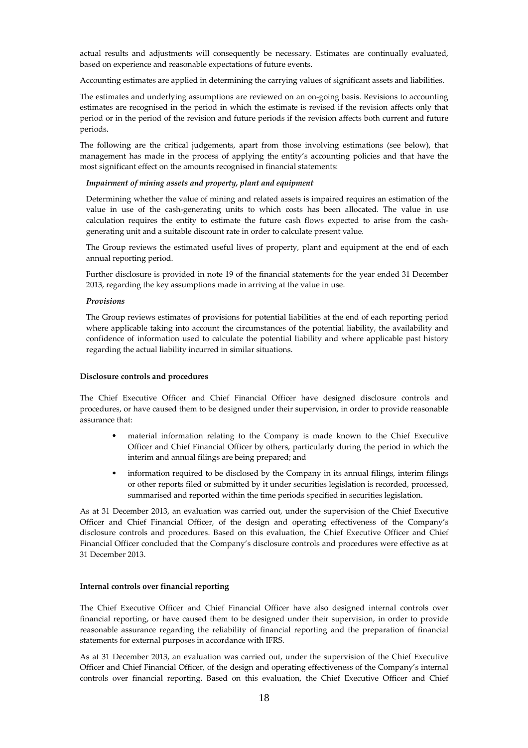actual results and adjustments will consequently be necessary. Estimates are continually evaluated, based on experience and reasonable expectations of future events.

Accounting estimates are applied in determining the carrying values of significant assets and liabilities.

The estimates and underlying assumptions are reviewed on an on-going basis. Revisions to accounting estimates are recognised in the period in which the estimate is revised if the revision affects only that period or in the period of the revision and future periods if the revision affects both current and future periods.

The following are the critical judgements, apart from those involving estimations (see below), that management has made in the process of applying the entity's accounting policies and that have the most significant effect on the amounts recognised in financial statements:

***Impairment of mining assets and property, plant and equipment***

Determining whether the value of mining and related assets is impaired requires an estimation of the value in use of the cash-generating units to which costs has been allocated. The value in use calculation requires the entity to estimate the future cash flows expected to arise from the cash-generating unit and a suitable discount rate in order to calculate present value.

The Group reviews the estimated useful lives of property, plant and equipment at the end of each annual reporting period.

Further disclosure is provided in note 19 of the financial statements for the year ended 31 December 2013, regarding the key assumptions made in arriving at the value in use.

***Provisions***

The Group reviews estimates of provisions for potential liabilities at the end of each reporting period where applicable taking into account the circumstances of the potential liability, the availability and confidence of information used to calculate the potential liability and where applicable past history regarding the actual liability incurred in similar situations.

**Disclosure controls and procedures**

The Chief Executive Officer and Chief Financial Officer have designed disclosure controls and procedures, or have caused them to be designed under their supervision, in order to provide reasonable assurance that:

- material information relating to the Company is made known to the Chief Executive Officer and Chief Financial Officer by others, particularly during the period in which the interim and annual filings are being prepared; and
- information required to be disclosed by the Company in its annual filings, interim filings or other reports filed or submitted by it under securities legislation is recorded, processed, summarised and reported within the time periods specified in securities legislation.

As at 31 December 2013, an evaluation was carried out, under the supervision of the Chief Executive Officer and Chief Financial Officer, of the design and operating effectiveness of the Company's disclosure controls and procedures. Based on this evaluation, the Chief Executive Officer and Chief Financial Officer concluded that the Company's disclosure controls and procedures were effective as at 31 December 2013.

**Internal controls over financial reporting**

The Chief Executive Officer and Chief Financial Officer have also designed internal controls over financial reporting, or have caused them to be designed under their supervision, in order to provide reasonable assurance regarding the reliability of financial reporting and the preparation of financial statements for external purposes in accordance with IFRS.

As at 31 December 2013, an evaluation was carried out, under the supervision of the Chief Executive Officer and Chief Financial Officer, of the design and operating effectiveness of the Company's internal controls over financial reporting. Based on this evaluation, the Chief Executive Officer and Chief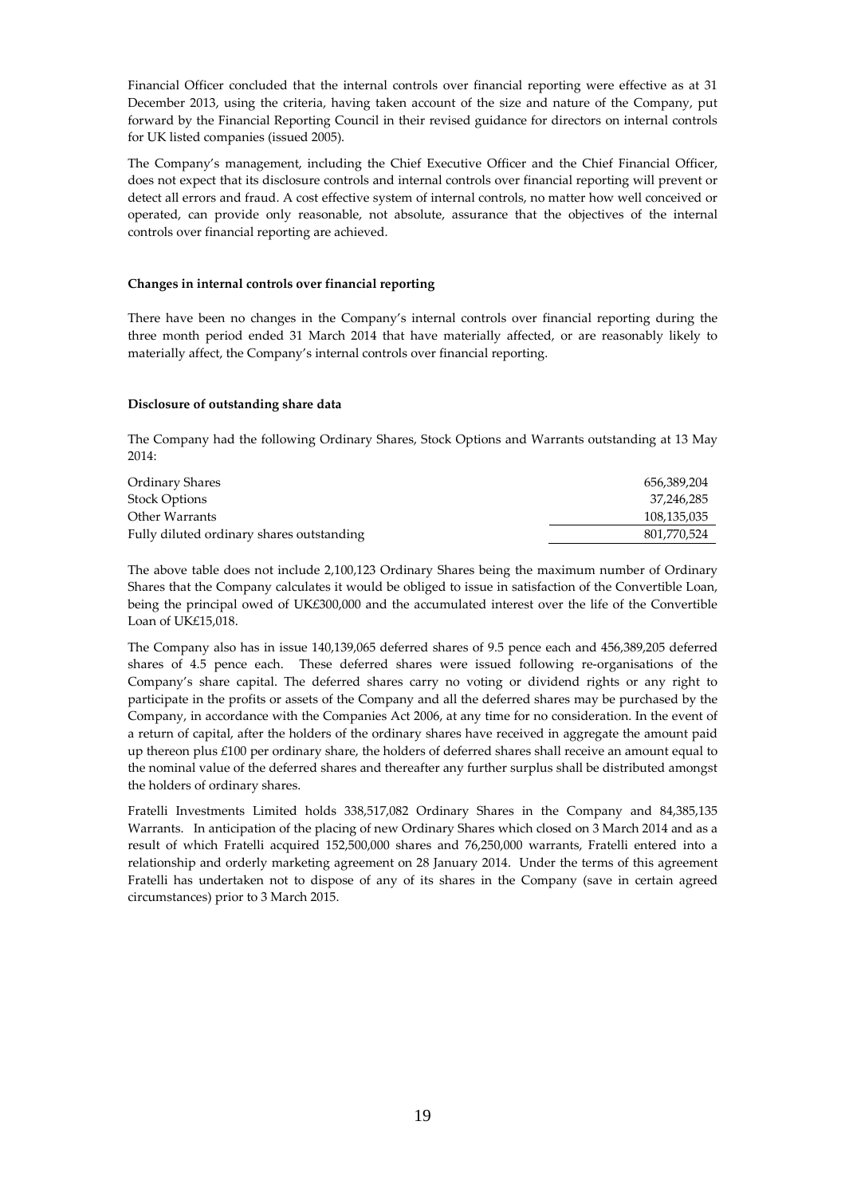Financial Officer concluded that the internal controls over financial reporting were effective as at 31 December 2013, using the criteria, having taken account of the size and nature of the Company, put forward by the Financial Reporting Council in their revised guidance for directors on internal controls for UK listed companies (issued 2005).

The Company's management, including the Chief Executive Officer and the Chief Financial Officer, does not expect that its disclosure controls and internal controls over financial reporting will prevent or detect all errors and fraud. A cost effective system of internal controls, no matter how well conceived or operated, can provide only reasonable, not absolute, assurance that the objectives of the internal controls over financial reporting are achieved.

**Changes in internal controls over financial reporting**

There have been no changes in the Company's internal controls over financial reporting during the three month period ended 31 March 2014 that have materially affected, or are reasonably likely to materially affect, the Company's internal controls over financial reporting.

**Disclosure of outstanding share data**

The Company had the following Ordinary Shares, Stock Options and Warrants outstanding at 13 May 2014:

| | |
|---|---|
| Ordinary Shares | 656,389,204 |
| Stock Options | 37,246,285 |
| Other Warrants | 108,135,035 |
| Fully diluted ordinary shares outstanding | 801,770,524 |

The above table does not include 2,100,123 Ordinary Shares being the maximum number of Ordinary Shares that the Company calculates it would be obliged to issue in satisfaction of the Convertible Loan, being the principal owed of UK£300,000 and the accumulated interest over the life of the Convertible Loan of UK£15,018.

The Company also has in issue 140,139,065 deferred shares of 9.5 pence each and 456,389,205 deferred shares of 4.5 pence each. These deferred shares were issued following re-organisations of the Company's share capital. The deferred shares carry no voting or dividend rights or any right to participate in the profits or assets of the Company and all the deferred shares may be purchased by the Company, in accordance with the Companies Act 2006, at any time for no consideration. In the event of a return of capital, after the holders of the ordinary shares have received in aggregate the amount paid up thereon plus £100 per ordinary share, the holders of deferred shares shall receive an amount equal to the nominal value of the deferred shares and thereafter any further surplus shall be distributed amongst the holders of ordinary shares.

Fratelli Investments Limited holds 338,517,082 Ordinary Shares in the Company and 84,385,135 Warrants. In anticipation of the placing of new Ordinary Shares which closed on 3 March 2014 and as a result of which Fratelli acquired 152,500,000 shares and 76,250,000 warrants, Fratelli entered into a relationship and orderly marketing agreement on 28 January 2014. Under the terms of this agreement Fratelli has undertaken not to dispose of any of its shares in the Company (save in certain agreed circumstances) prior to 3 March 2015.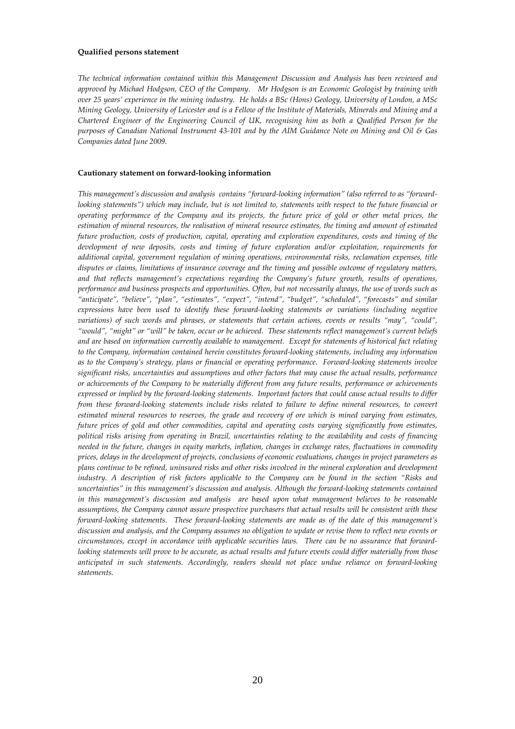**Qualified persons statement**

*The technical information contained within this Management Discussion and Analysis has been reviewed and approved by Michael Hodgson, CEO of the Company. Mr Hodgson is an Economic Geologist by training with over 25 years' experience in the mining industry. He holds a BSc (Hons) Geology, University of London, a MSc Mining Geology, University of Leicester and is a Fellow of the Institute of Materials, Minerals and Mining and a Chartered Engineer of the Engineering Council of UK, recognising him as both a Qualified Person for the purposes of Canadian National Instrument 43-101 and by the AIM Guidance Note on Mining and Oil & Gas Companies dated June 2009.*

**Cautionary statement on forward-looking information**

*This management's discussion and analysis contains "forward-looking information" (also referred to as "forward-looking statements") which may include, but is not limited to, statements with respect to the future financial or operating performance of the Company and its projects, the future price of gold or other metal prices, the estimation of mineral resources, the realisation of mineral resource estimates, the timing and amount of estimated future production, costs of production, capital, operating and exploration expenditures, costs and timing of the development of new deposits, costs and timing of future exploration and/or exploitation, requirements for additional capital, government regulation of mining operations, environmental risks, reclamation expenses, title disputes or claims, limitations of insurance coverage and the timing and possible outcome of regulatory matters, and that reflects management's expectations regarding the Company's future growth, results of operations, performance and business prospects and opportunities. Often, but not necessarily always, the use of words such as "anticipate", "believe", "plan", "estimates", "expect", "intend", "budget", "scheduled", "forecasts" and similar expressions have been used to identify these forward-looking statements or variations (including negative variations) of such words and phrases, or statements that certain actions, events or results "may", "could", "would", "might" or "will" be taken, occur or be achieved. These statements reflect management's current beliefs and are based on information currently available to management. Except for statements of historical fact relating to the Company, information contained herein constitutes forward-looking statements, including any information as to the Company's strategy, plans or financial or operating performance. Forward-looking statements involve significant risks, uncertainties and assumptions and other factors that may cause the actual results, performance or achievements of the Company to be materially different from any future results, performance or achievements expressed or implied by the forward-looking statements. Important factors that could cause actual results to differ from these forward-looking statements include risks related to failure to define mineral resources, to convert estimated mineral resources to reserves, the grade and recovery of ore which is mined varying from estimates, future prices of gold and other commodities, capital and operating costs varying significantly from estimates, political risks arising from operating in Brazil, uncertainties relating to the availability and costs of financing needed in the future, changes in equity markets, inflation, changes in exchange rates, fluctuations in commodity prices, delays in the development of projects, conclusions of economic evaluations, changes in project parameters as plans continue to be refined, uninsured risks and other risks involved in the mineral exploration and development industry. A description of risk factors applicable to the Company can be found in the section "Risks and uncertainties" in this management's discussion and analysis. Although the forward-looking statements contained in this management's discussion and analysis are based upon what management believes to be reasonable assumptions, the Company cannot assure prospective purchasers that actual results will be consistent with these forward-looking statements. These forward-looking statements are made as of the date of this management's discussion and analysis, and the Company assumes no obligation to update or revise them to reflect new events or circumstances, except in accordance with applicable securities laws. There can be no assurance that forward-looking statements will prove to be accurate, as actual results and future events could differ materially from those anticipated in such statements. Accordingly, readers should not place undue reliance on forward-looking statements.*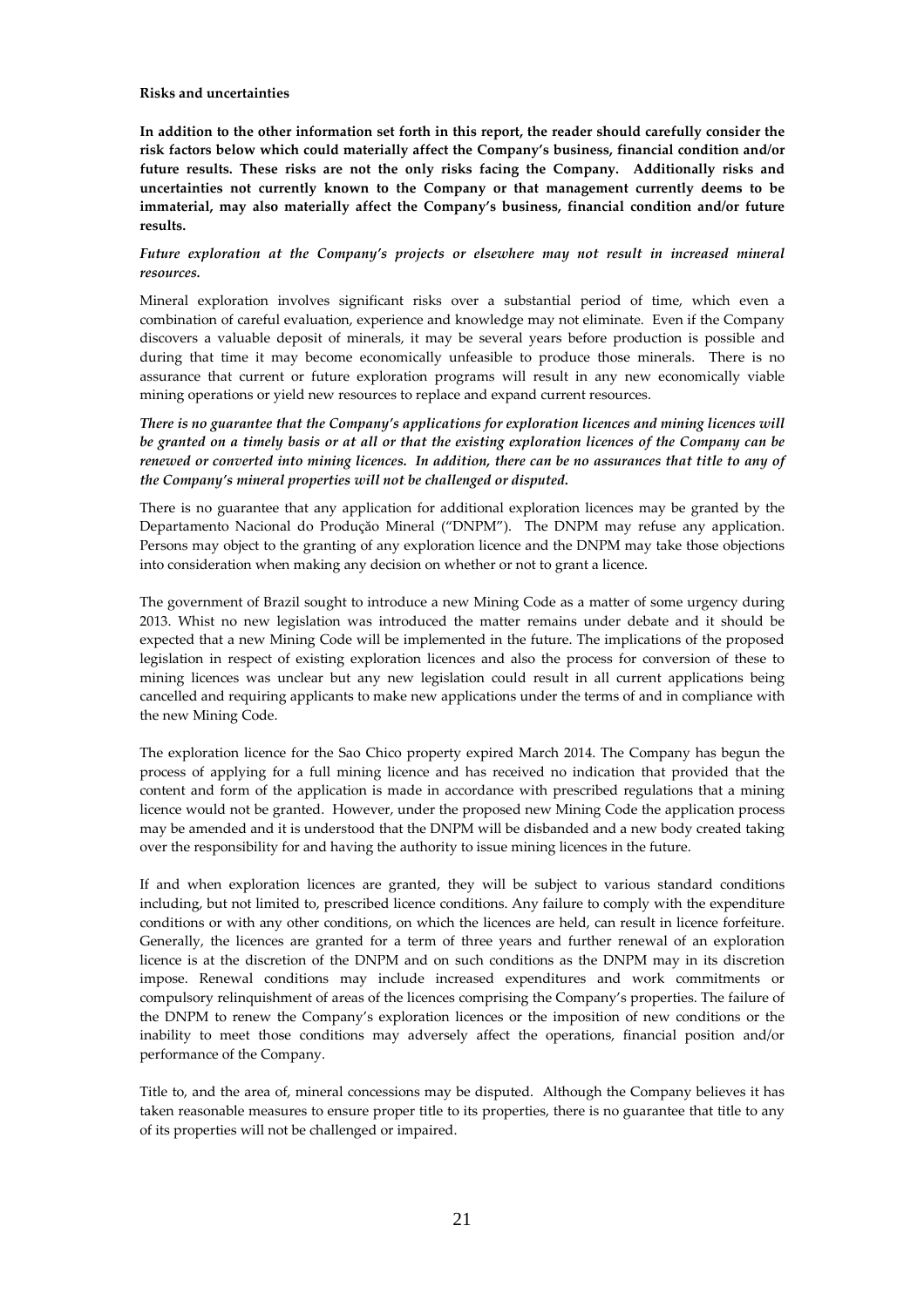**Risks and uncertainties**

**In addition to the other information set forth in this report, the reader should carefully consider the risk factors below which could materially affect the Company's business, financial condition and/or future results. These risks are not the only risks facing the Company. Additionally risks and uncertainties not currently known to the Company or that management currently deems to be immaterial, may also materially affect the Company's business, financial condition and/or future results.**

***Future exploration at the Company's projects or elsewhere may not result in increased mineral resources.***

Mineral exploration involves significant risks over a substantial period of time, which even a combination of careful evaluation, experience and knowledge may not eliminate. Even if the Company discovers a valuable deposit of minerals, it may be several years before production is possible and during that time it may become economically unfeasible to produce those minerals. There is no assurance that current or future exploration programs will result in any new economically viable mining operations or yield new resources to replace and expand current resources.

***There is no guarantee that the Company's applications for exploration licences and mining licences will be granted on a timely basis or at all or that the existing exploration licences of the Company can be renewed or converted into mining licences. In addition, there can be no assurances that title to any of the Company's mineral properties will not be challenged or disputed.***

There is no guarantee that any application for additional exploration licences may be granted by the Departamento Nacional do Produção Mineral ("DNPM"). The DNPM may refuse any application. Persons may object to the granting of any exploration licence and the DNPM may take those objections into consideration when making any decision on whether or not to grant a licence.

The government of Brazil sought to introduce a new Mining Code as a matter of some urgency during 2013. Whist no new legislation was introduced the matter remains under debate and it should be expected that a new Mining Code will be implemented in the future. The implications of the proposed legislation in respect of existing exploration licences and also the process for conversion of these to mining licences was unclear but any new legislation could result in all current applications being cancelled and requiring applicants to make new applications under the terms of and in compliance with the new Mining Code.

The exploration licence for the Sao Chico property expired March 2014. The Company has begun the process of applying for a full mining licence and has received no indication that provided that the content and form of the application is made in accordance with prescribed regulations that a mining licence would not be granted. However, under the proposed new Mining Code the application process may be amended and it is understood that the DNPM will be disbanded and a new body created taking over the responsibility for and having the authority to issue mining licences in the future.

If and when exploration licences are granted, they will be subject to various standard conditions including, but not limited to, prescribed licence conditions. Any failure to comply with the expenditure conditions or with any other conditions, on which the licences are held, can result in licence forfeiture. Generally, the licences are granted for a term of three years and further renewal of an exploration licence is at the discretion of the DNPM and on such conditions as the DNPM may in its discretion impose. Renewal conditions may include increased expenditures and work commitments or compulsory relinquishment of areas of the licences comprising the Company's properties. The failure of the DNPM to renew the Company's exploration licences or the imposition of new conditions or the inability to meet those conditions may adversely affect the operations, financial position and/or performance of the Company.

Title to, and the area of, mineral concessions may be disputed. Although the Company believes it has taken reasonable measures to ensure proper title to its properties, there is no guarantee that title to any of its properties will not be challenged or impaired.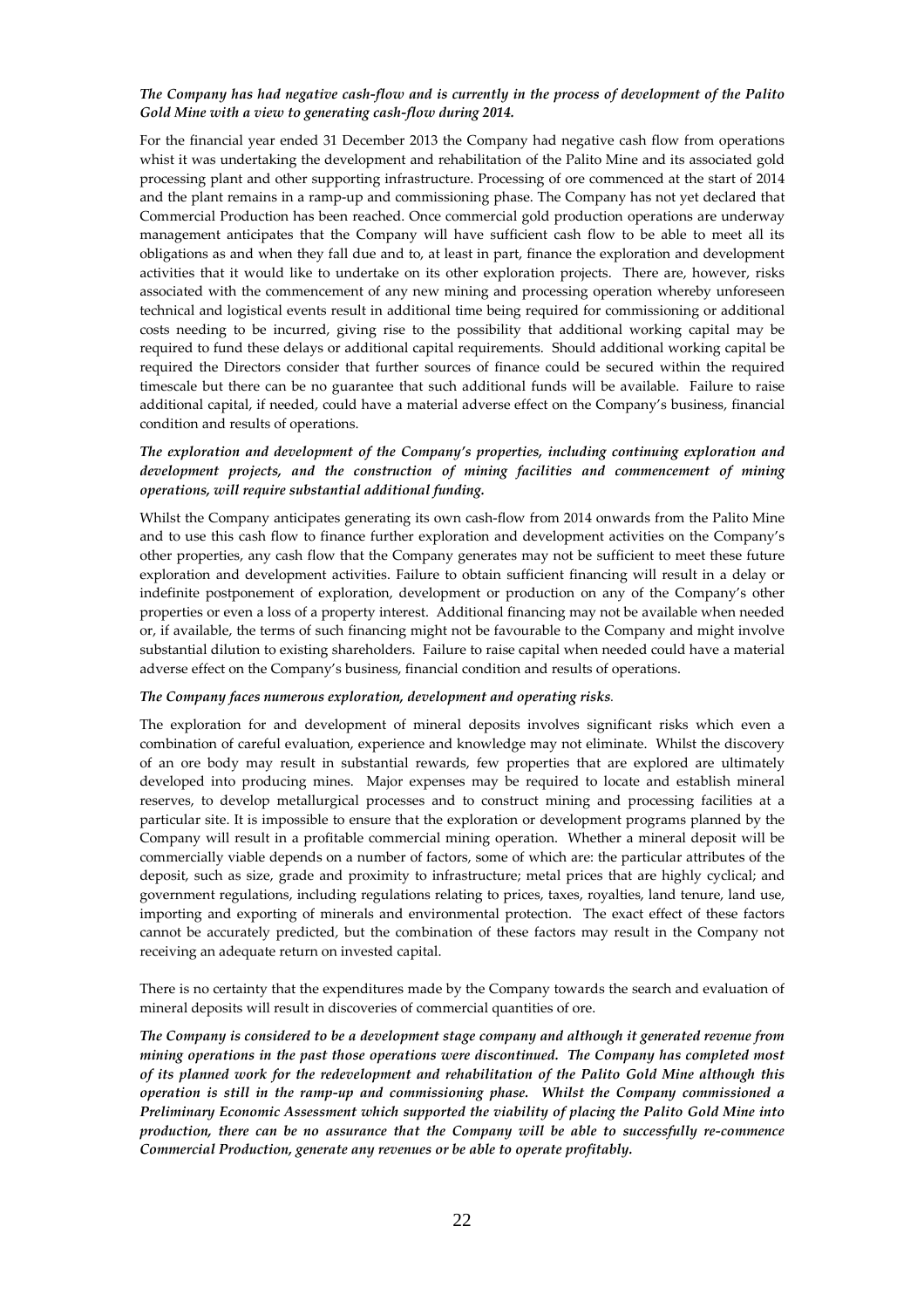***The Company has had negative cash-flow and is currently in the process of development of the Palito Gold Mine with a view to generating cash-flow during 2014.***

For the financial year ended 31 December 2013 the Company had negative cash flow from operations whist it was undertaking the development and rehabilitation of the Palito Mine and its associated gold processing plant and other supporting infrastructure. Processing of ore commenced at the start of 2014 and the plant remains in a ramp-up and commissioning phase. The Company has not yet declared that Commercial Production has been reached. Once commercial gold production operations are underway management anticipates that the Company will have sufficient cash flow to be able to meet all its obligations as and when they fall due and to, at least in part, finance the exploration and development activities that it would like to undertake on its other exploration projects. There are, however, risks associated with the commencement of any new mining and processing operation whereby unforeseen technical and logistical events result in additional time being required for commissioning or additional costs needing to be incurred, giving rise to the possibility that additional working capital may be required to fund these delays or additional capital requirements. Should additional working capital be required the Directors consider that further sources of finance could be secured within the required timescale but there can be no guarantee that such additional funds will be available. Failure to raise additional capital, if needed, could have a material adverse effect on the Company's business, financial condition and results of operations.

***The exploration and development of the Company's properties, including continuing exploration and development projects, and the construction of mining facilities and commencement of mining operations, will require substantial additional funding.***

Whilst the Company anticipates generating its own cash-flow from 2014 onwards from the Palito Mine and to use this cash flow to finance further exploration and development activities on the Company's other properties, any cash flow that the Company generates may not be sufficient to meet these future exploration and development activities. Failure to obtain sufficient financing will result in a delay or indefinite postponement of exploration, development or production on any of the Company's other properties or even a loss of a property interest. Additional financing may not be available when needed or, if available, the terms of such financing might not be favourable to the Company and might involve substantial dilution to existing shareholders. Failure to raise capital when needed could have a material adverse effect on the Company's business, financial condition and results of operations.

***The Company faces numerous exploration, development and operating risks*.**

The exploration for and development of mineral deposits involves significant risks which even a combination of careful evaluation, experience and knowledge may not eliminate. Whilst the discovery of an ore body may result in substantial rewards, few properties that are explored are ultimately developed into producing mines. Major expenses may be required to locate and establish mineral reserves, to develop metallurgical processes and to construct mining and processing facilities at a particular site. It is impossible to ensure that the exploration or development programs planned by the Company will result in a profitable commercial mining operation. Whether a mineral deposit will be commercially viable depends on a number of factors, some of which are: the particular attributes of the deposit, such as size, grade and proximity to infrastructure; metal prices that are highly cyclical; and government regulations, including regulations relating to prices, taxes, royalties, land tenure, land use, importing and exporting of minerals and environmental protection. The exact effect of these factors cannot be accurately predicted, but the combination of these factors may result in the Company not receiving an adequate return on invested capital.

There is no certainty that the expenditures made by the Company towards the search and evaluation of mineral deposits will result in discoveries of commercial quantities of ore.

***The Company is considered to be a development stage company and although it generated revenue from mining operations in the past those operations were discontinued. The Company has completed most of its planned work for the redevelopment and rehabilitation of the Palito Gold Mine although this operation is still in the ramp-up and commissioning phase. Whilst the Company commissioned a Preliminary Economic Assessment which supported the viability of placing the Palito Gold Mine into production, there can be no assurance that the Company will be able to successfully re-commence Commercial Production, generate any revenues or be able to operate profitably.***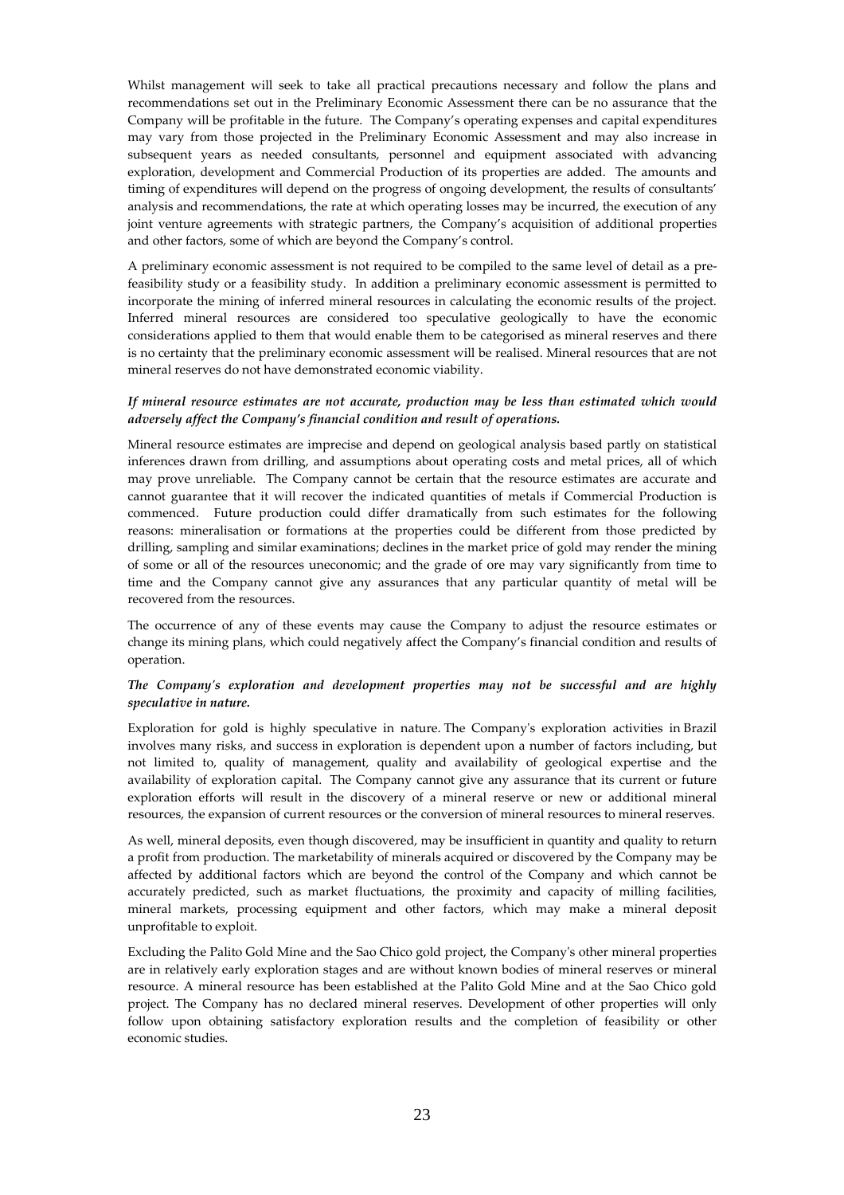Whilst management will seek to take all practical precautions necessary and follow the plans and recommendations set out in the Preliminary Economic Assessment there can be no assurance that the Company will be profitable in the future. The Company's operating expenses and capital expenditures may vary from those projected in the Preliminary Economic Assessment and may also increase in subsequent years as needed consultants, personnel and equipment associated with advancing exploration, development and Commercial Production of its properties are added. The amounts and timing of expenditures will depend on the progress of ongoing development, the results of consultants' analysis and recommendations, the rate at which operating losses may be incurred, the execution of any joint venture agreements with strategic partners, the Company's acquisition of additional properties and other factors, some of which are beyond the Company's control.

A preliminary economic assessment is not required to be compiled to the same level of detail as a pre-feasibility study or a feasibility study. In addition a preliminary economic assessment is permitted to incorporate the mining of inferred mineral resources in calculating the economic results of the project. Inferred mineral resources are considered too speculative geologically to have the economic considerations applied to them that would enable them to be categorised as mineral reserves and there is no certainty that the preliminary economic assessment will be realised. Mineral resources that are not mineral reserves do not have demonstrated economic viability.

***If mineral resource estimates are not accurate, production may be less than estimated which would adversely affect the Company's financial condition and result of operations.***

Mineral resource estimates are imprecise and depend on geological analysis based partly on statistical inferences drawn from drilling, and assumptions about operating costs and metal prices, all of which may prove unreliable. The Company cannot be certain that the resource estimates are accurate and cannot guarantee that it will recover the indicated quantities of metals if Commercial Production is commenced. Future production could differ dramatically from such estimates for the following reasons: mineralisation or formations at the properties could be different from those predicted by drilling, sampling and similar examinations; declines in the market price of gold may render the mining of some or all of the resources uneconomic; and the grade of ore may vary significantly from time to time and the Company cannot give any assurances that any particular quantity of metal will be recovered from the resources.

The occurrence of any of these events may cause the Company to adjust the resource estimates or change its mining plans, which could negatively affect the Company's financial condition and results of operation.

***The Company's exploration and development properties may not be successful and are highly speculative in nature.***

Exploration for gold is highly speculative in nature. The Company's exploration activities in Brazil involves many risks, and success in exploration is dependent upon a number of factors including, but not limited to, quality of management, quality and availability of geological expertise and the availability of exploration capital. The Company cannot give any assurance that its current or future exploration efforts will result in the discovery of a mineral reserve or new or additional mineral resources, the expansion of current resources or the conversion of mineral resources to mineral reserves.

As well, mineral deposits, even though discovered, may be insufficient in quantity and quality to return a profit from production. The marketability of minerals acquired or discovered by the Company may be affected by additional factors which are beyond the control of the Company and which cannot be accurately predicted, such as market fluctuations, the proximity and capacity of milling facilities, mineral markets, processing equipment and other factors, which may make a mineral deposit unprofitable to exploit.

Excluding the Palito Gold Mine and the Sao Chico gold project, the Company's other mineral properties are in relatively early exploration stages and are without known bodies of mineral reserves or mineral resource. A mineral resource has been established at the Palito Gold Mine and at the Sao Chico gold project. The Company has no declared mineral reserves. Development of other properties will only follow upon obtaining satisfactory exploration results and the completion of feasibility or other economic studies.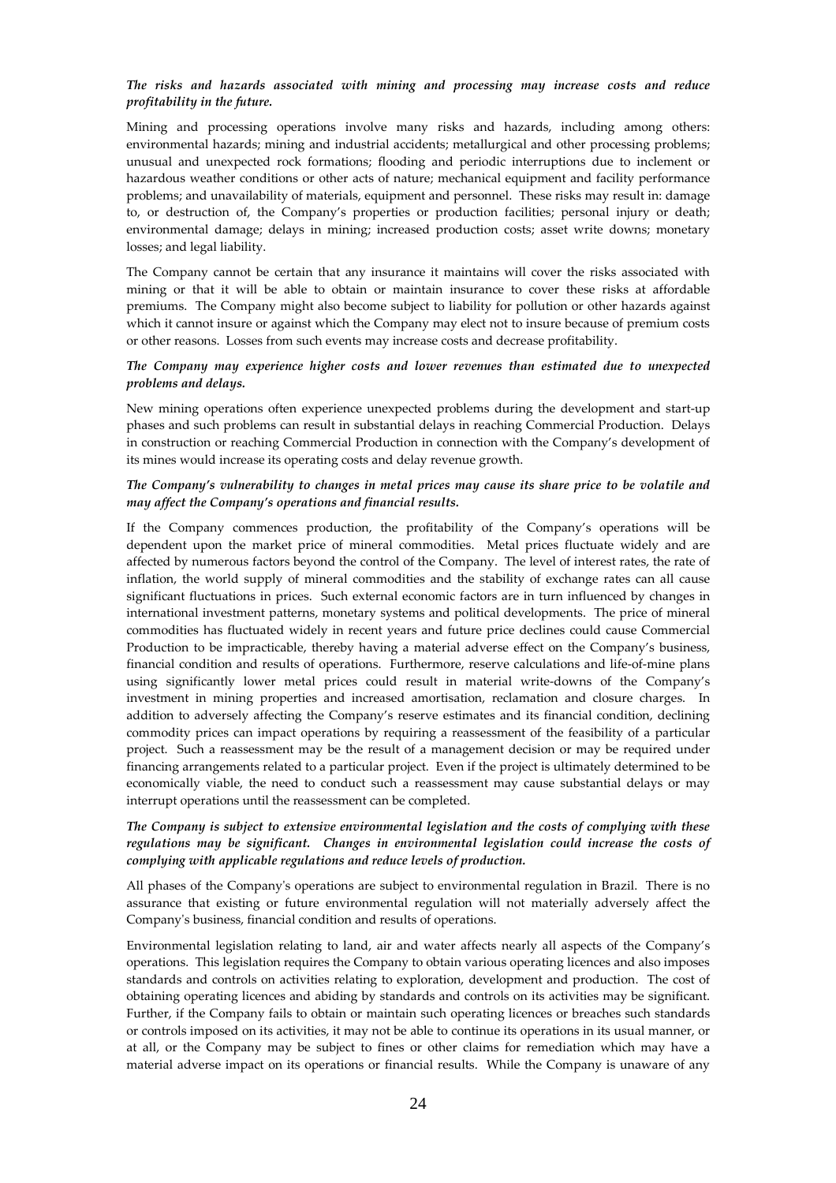***The risks and hazards associated with mining and processing may increase costs and reduce profitability in the future.***

Mining and processing operations involve many risks and hazards, including among others: environmental hazards; mining and industrial accidents; metallurgical and other processing problems; unusual and unexpected rock formations; flooding and periodic interruptions due to inclement or hazardous weather conditions or other acts of nature; mechanical equipment and facility performance problems; and unavailability of materials, equipment and personnel. These risks may result in: damage to, or destruction of, the Company's properties or production facilities; personal injury or death; environmental damage; delays in mining; increased production costs; asset write downs; monetary losses; and legal liability.

The Company cannot be certain that any insurance it maintains will cover the risks associated with mining or that it will be able to obtain or maintain insurance to cover these risks at affordable premiums. The Company might also become subject to liability for pollution or other hazards against which it cannot insure or against which the Company may elect not to insure because of premium costs or other reasons. Losses from such events may increase costs and decrease profitability.

***The Company may experience higher costs and lower revenues than estimated due to unexpected problems and delays.***

New mining operations often experience unexpected problems during the development and start-up phases and such problems can result in substantial delays in reaching Commercial Production. Delays in construction or reaching Commercial Production in connection with the Company's development of its mines would increase its operating costs and delay revenue growth.

***The Company's vulnerability to changes in metal prices may cause its share price to be volatile and may affect the Company's operations and financial results.***

If the Company commences production, the profitability of the Company's operations will be dependent upon the market price of mineral commodities. Metal prices fluctuate widely and are affected by numerous factors beyond the control of the Company. The level of interest rates, the rate of inflation, the world supply of mineral commodities and the stability of exchange rates can all cause significant fluctuations in prices. Such external economic factors are in turn influenced by changes in international investment patterns, monetary systems and political developments. The price of mineral commodities has fluctuated widely in recent years and future price declines could cause Commercial Production to be impracticable, thereby having a material adverse effect on the Company's business, financial condition and results of operations. Furthermore, reserve calculations and life-of-mine plans using significantly lower metal prices could result in material write-downs of the Company's investment in mining properties and increased amortisation, reclamation and closure charges. In addition to adversely affecting the Company's reserve estimates and its financial condition, declining commodity prices can impact operations by requiring a reassessment of the feasibility of a particular project. Such a reassessment may be the result of a management decision or may be required under financing arrangements related to a particular project. Even if the project is ultimately determined to be economically viable, the need to conduct such a reassessment may cause substantial delays or may interrupt operations until the reassessment can be completed.

***The Company is subject to extensive environmental legislation and the costs of complying with these regulations may be significant. Changes in environmental legislation could increase the costs of complying with applicable regulations and reduce levels of production.***

All phases of the Company's operations are subject to environmental regulation in Brazil. There is no assurance that existing or future environmental regulation will not materially adversely affect the Company's business, financial condition and results of operations.

Environmental legislation relating to land, air and water affects nearly all aspects of the Company's operations. This legislation requires the Company to obtain various operating licences and also imposes standards and controls on activities relating to exploration, development and production. The cost of obtaining operating licences and abiding by standards and controls on its activities may be significant. Further, if the Company fails to obtain or maintain such operating licences or breaches such standards or controls imposed on its activities, it may not be able to continue its operations in its usual manner, or at all, or the Company may be subject to fines or other claims for remediation which may have a material adverse impact on its operations or financial results. While the Company is unaware of any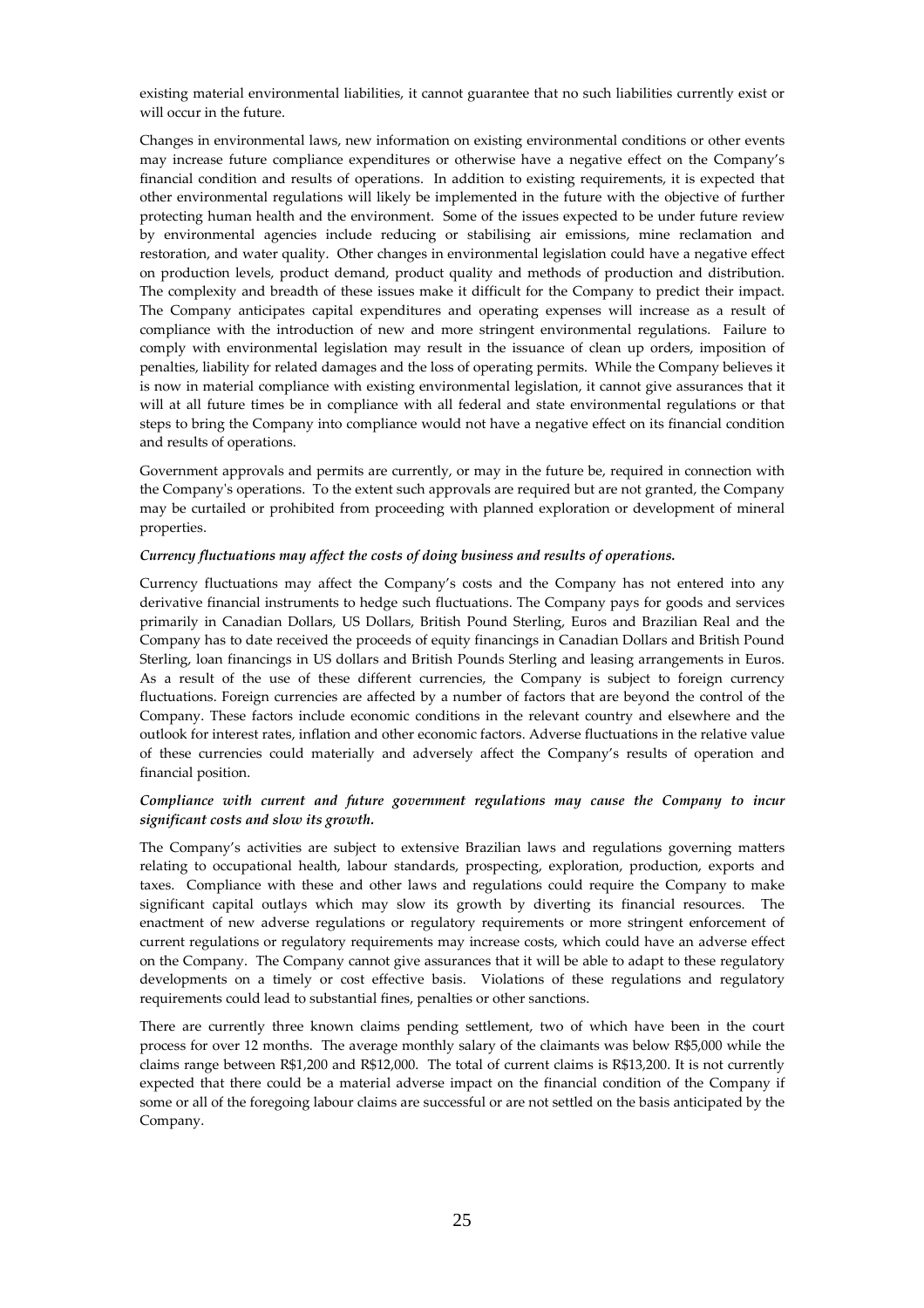existing material environmental liabilities, it cannot guarantee that no such liabilities currently exist or will occur in the future.

Changes in environmental laws, new information on existing environmental conditions or other events may increase future compliance expenditures or otherwise have a negative effect on the Company's financial condition and results of operations. In addition to existing requirements, it is expected that other environmental regulations will likely be implemented in the future with the objective of further protecting human health and the environment. Some of the issues expected to be under future review by environmental agencies include reducing or stabilising air emissions, mine reclamation and restoration, and water quality. Other changes in environmental legislation could have a negative effect on production levels, product demand, product quality and methods of production and distribution. The complexity and breadth of these issues make it difficult for the Company to predict their impact. The Company anticipates capital expenditures and operating expenses will increase as a result of compliance with the introduction of new and more stringent environmental regulations. Failure to comply with environmental legislation may result in the issuance of clean up orders, imposition of penalties, liability for related damages and the loss of operating permits. While the Company believes it is now in material compliance with existing environmental legislation, it cannot give assurances that it will at all future times be in compliance with all federal and state environmental regulations or that steps to bring the Company into compliance would not have a negative effect on its financial condition and results of operations.

Government approvals and permits are currently, or may in the future be, required in connection with the Company's operations. To the extent such approvals are required but are not granted, the Company may be curtailed or prohibited from proceeding with planned exploration or development of mineral properties.

***Currency fluctuations may affect the costs of doing business and results of operations.***

Currency fluctuations may affect the Company's costs and the Company has not entered into any derivative financial instruments to hedge such fluctuations. The Company pays for goods and services primarily in Canadian Dollars, US Dollars, British Pound Sterling, Euros and Brazilian Real and the Company has to date received the proceeds of equity financings in Canadian Dollars and British Pound Sterling, loan financings in US dollars and British Pounds Sterling and leasing arrangements in Euros. As a result of the use of these different currencies, the Company is subject to foreign currency fluctuations. Foreign currencies are affected by a number of factors that are beyond the control of the Company. These factors include economic conditions in the relevant country and elsewhere and the outlook for interest rates, inflation and other economic factors. Adverse fluctuations in the relative value of these currencies could materially and adversely affect the Company's results of operation and financial position.

***Compliance with current and future government regulations may cause the Company to incur significant costs and slow its growth.***

The Company's activities are subject to extensive Brazilian laws and regulations governing matters relating to occupational health, labour standards, prospecting, exploration, production, exports and taxes. Compliance with these and other laws and regulations could require the Company to make significant capital outlays which may slow its growth by diverting its financial resources. The enactment of new adverse regulations or regulatory requirements or more stringent enforcement of current regulations or regulatory requirements may increase costs, which could have an adverse effect on the Company. The Company cannot give assurances that it will be able to adapt to these regulatory developments on a timely or cost effective basis. Violations of these regulations and regulatory requirements could lead to substantial fines, penalties or other sanctions.

There are currently three known claims pending settlement, two of which have been in the court process for over 12 months. The average monthly salary of the claimants was below R$5,000 while the claims range between R$1,200 and R$12,000. The total of current claims is R$13,200. It is not currently expected that there could be a material adverse impact on the financial condition of the Company if some or all of the foregoing labour claims are successful or are not settled on the basis anticipated by the Company.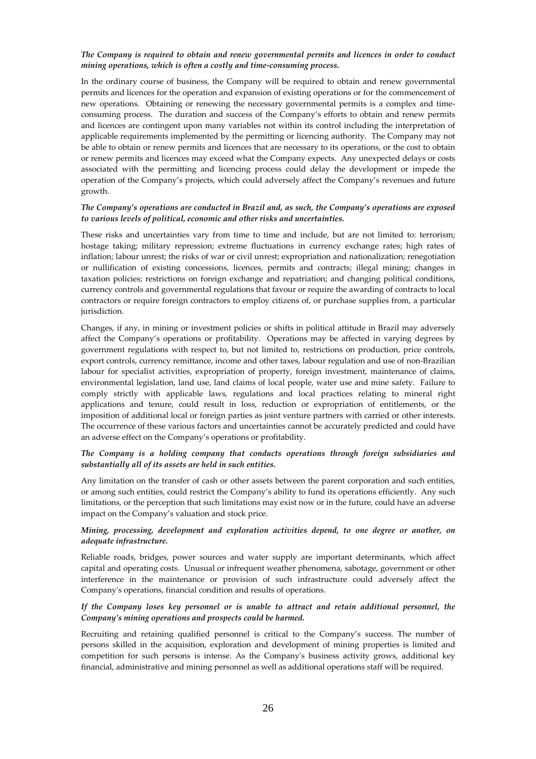***The Company is required to obtain and renew governmental permits and licences in order to conduct mining operations, which is often a costly and time-consuming process.***

In the ordinary course of business, the Company will be required to obtain and renew governmental permits and licences for the operation and expansion of existing operations or for the commencement of new operations. Obtaining or renewing the necessary governmental permits is a complex and time-consuming process. The duration and success of the Company's efforts to obtain and renew permits and licences are contingent upon many variables not within its control including the interpretation of applicable requirements implemented by the permitting or licencing authority. The Company may not be able to obtain or renew permits and licences that are necessary to its operations, or the cost to obtain or renew permits and licences may exceed what the Company expects. Any unexpected delays or costs associated with the permitting and licencing process could delay the development or impede the operation of the Company's projects, which could adversely affect the Company's revenues and future growth.

***The Company's operations are conducted in Brazil and, as such, the Company's operations are exposed to various levels of political, economic and other risks and uncertainties.***

These risks and uncertainties vary from time to time and include, but are not limited to: terrorism; hostage taking; military repression; extreme fluctuations in currency exchange rates; high rates of inflation; labour unrest; the risks of war or civil unrest; expropriation and nationalization; renegotiation or nullification of existing concessions, licences, permits and contracts; illegal mining; changes in taxation policies; restrictions on foreign exchange and repatriation; and changing political conditions, currency controls and governmental regulations that favour or require the awarding of contracts to local contractors or require foreign contractors to employ citizens of, or purchase supplies from, a particular jurisdiction.

Changes, if any, in mining or investment policies or shifts in political attitude in Brazil may adversely affect the Company's operations or profitability. Operations may be affected in varying degrees by government regulations with respect to, but not limited to, restrictions on production, price controls, export controls, currency remittance, income and other taxes, labour regulation and use of non-Brazilian labour for specialist activities, expropriation of property, foreign investment, maintenance of claims, environmental legislation, land use, land claims of local people, water use and mine safety. Failure to comply strictly with applicable laws, regulations and local practices relating to mineral right applications and tenure, could result in loss, reduction or expropriation of entitlements, or the imposition of additional local or foreign parties as joint venture partners with carried or other interests. The occurrence of these various factors and uncertainties cannot be accurately predicted and could have an adverse effect on the Company's operations or profitability.

***The Company is a holding company that conducts operations through foreign subsidiaries and substantially all of its assets are held in such entities.***

Any limitation on the transfer of cash or other assets between the parent corporation and such entities, or among such entities, could restrict the Company's ability to fund its operations efficiently. Any such limitations, or the perception that such limitations may exist now or in the future, could have an adverse impact on the Company's valuation and stock price.

***Mining, processing, development and exploration activities depend, to one degree or another, on adequate infrastructure.***

Reliable roads, bridges, power sources and water supply are important determinants, which affect capital and operating costs. Unusual or infrequent weather phenomena, sabotage, government or other interference in the maintenance or provision of such infrastructure could adversely affect the Company's operations, financial condition and results of operations.

***If the Company loses key personnel or is unable to attract and retain additional personnel, the Company's mining operations and prospects could be harmed.***

Recruiting and retaining qualified personnel is critical to the Company's success. The number of persons skilled in the acquisition, exploration and development of mining properties is limited and competition for such persons is intense. As the Company's business activity grows, additional key financial, administrative and mining personnel as well as additional operations staff will be required.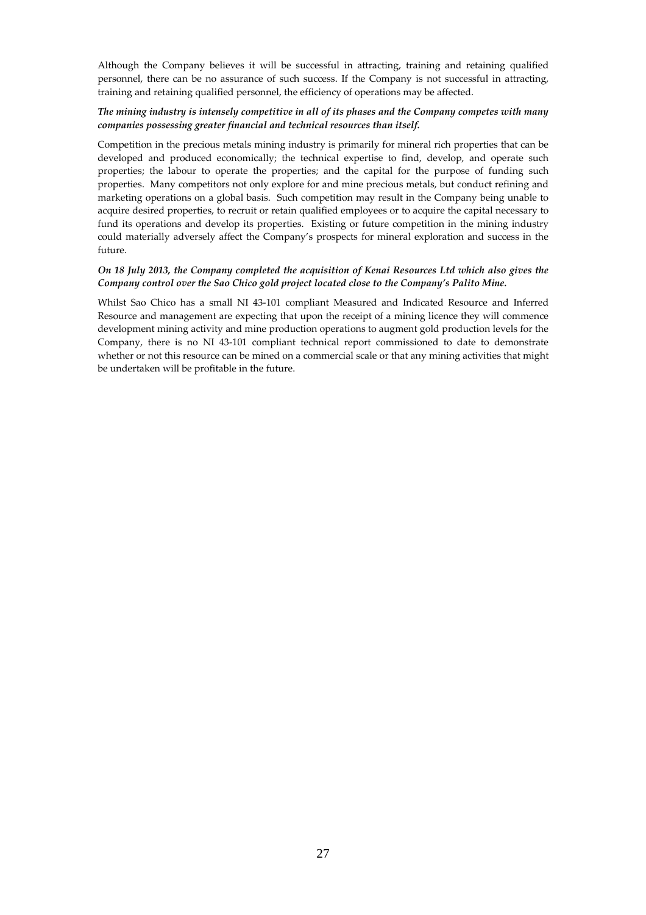Although the Company believes it will be successful in attracting, training and retaining qualified personnel, there can be no assurance of such success. If the Company is not successful in attracting, training and retaining qualified personnel, the efficiency of operations may be affected.

***The mining industry is intensely competitive in all of its phases and the Company competes with many companies possessing greater financial and technical resources than itself.***

Competition in the precious metals mining industry is primarily for mineral rich properties that can be developed and produced economically; the technical expertise to find, develop, and operate such properties; the labour to operate the properties; and the capital for the purpose of funding such properties. Many competitors not only explore for and mine precious metals, but conduct refining and marketing operations on a global basis. Such competition may result in the Company being unable to acquire desired properties, to recruit or retain qualified employees or to acquire the capital necessary to fund its operations and develop its properties. Existing or future competition in the mining industry could materially adversely affect the Company's prospects for mineral exploration and success in the future.

***On 18 July 2013, the Company completed the acquisition of Kenai Resources Ltd which also gives the Company control over the Sao Chico gold project located close to the Company's Palito Mine.***

Whilst Sao Chico has a small NI 43-101 compliant Measured and Indicated Resource and Inferred Resource and management are expecting that upon the receipt of a mining licence they will commence development mining activity and mine production operations to augment gold production levels for the Company, there is no NI 43-101 compliant technical report commissioned to date to demonstrate whether or not this resource can be mined on a commercial scale or that any mining activities that might be undertaken will be profitable in the future.